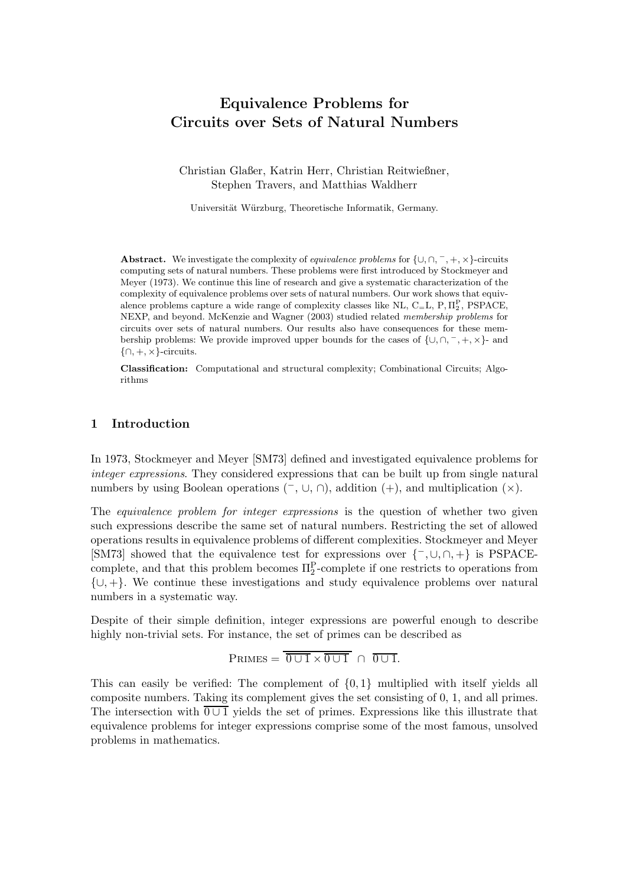# Equivalence Problems for Circuits over Sets of Natural Numbers

Christian Glaßer, Katrin Herr, Christian Reitwießner, Stephen Travers, and Matthias Waldherr

Universität Würzburg, Theoretische Informatik, Germany.

**Abstract.** We investigate the complexity of *equivalence problems* for $\{\cup, \cap, ^-, +, \times\}$-circuits computing sets of natural numbers. These problems were first introduced by Stockmeyer and Meyer (1973). We continue this line of research and give a systematic characterization of the complexity of equivalence problems over sets of natural numbers. Our work shows that equivalence problems capture a wide range of complexity classes like NL, $\mathrm{C_{=}L}$, P, $\Pi_2^{\mathrm{P}}$, PSPACE, NEXP, and beyond. McKenzie and Wagner (2003) studied related *membership problems* for circuits over sets of natural numbers. Our results also have consequences for these membership problems: We provide improved upper bounds for the cases of $\{\cup, \cap, ^-, +, \times\}$- and $\{\cap, +, \times\}$-circuits.

**Classification:** Computational and structural complexity; Combinational Circuits; Algorithms

## 1 Introduction

In 1973, Stockmeyer and Meyer [SM73] defined and investigated equivalence problems for *integer expressions*. They considered expressions that can be built up from single natural numbers by using Boolean operations ($^-$, $\cup$, $\cap$), addition ($+$), and multiplication ($\times$).

The *equivalence problem for integer expressions* is the question of whether two given such expressions describe the same set of natural numbers. Restricting the set of allowed operations results in equivalence problems of different complexities. Stockmeyer and Meyer [SM73] showed that the equivalence test for expressions over $\{^-, \cup, \cap, +\}$ is PSPACE-complete, and that this problem becomes $\Pi_2^{\mathrm{P}}$-complete if one restricts to operations from $\{\cup, +\}$. We continue these investigations and study equivalence problems over natural numbers in a systematic way.

Despite of their simple definition, integer expressions are powerful enough to describe highly non-trivial sets. For instance, the set of primes can be described as

$$\textsc{Primes} = \overline{\overline{0 \cup 1} \times \overline{0 \cup 1}} \ \cap \ \overline{0 \cup 1}.$$

This can easily be verified: The complement of $\{0, 1\}$ multiplied with itself yields all composite numbers. Taking its complement gives the set consisting of 0, 1, and all primes. The intersection with $\overline{0 \cup 1}$ yields the set of primes. Expressions like this illustrate that equivalence problems for integer expressions comprise some of the most famous, unsolved problems in mathematics.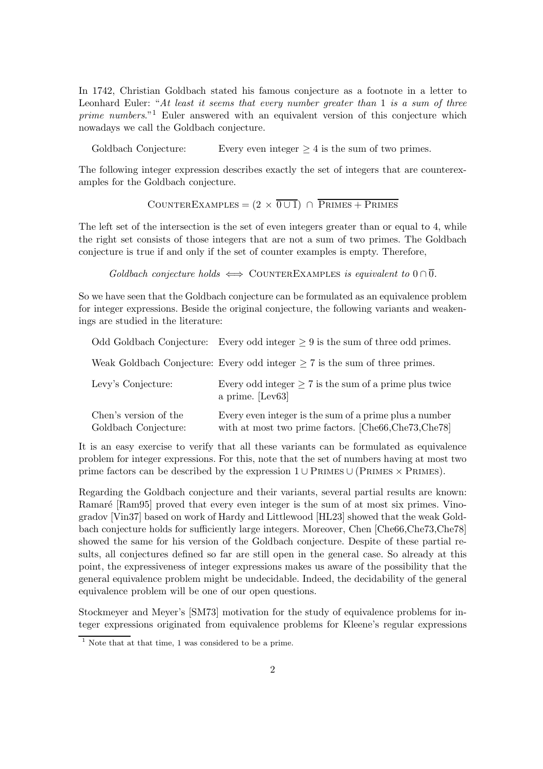In 1742, Christian Goldbach stated his famous conjecture as a footnote in a letter to Leonhard Euler: "*At least it seems that every number greater than* 1 *is a sum of three prime numbers.*"[1] Euler answered with an equivalent version of this conjecture which nowadays we call the Goldbach conjecture.

Goldbach Conjecture: Every even integer $\geq 4$ is the sum of two primes.

The following integer expression describes exactly the set of integers that are counterexamples for the Goldbach conjecture.

$$\text{CounterExamples} = (2 \times \overline{\overline{0} \cup 1}) \cap \overline{\text{Primes} + \text{Primes}}$$

The left set of the intersection is the set of even integers greater than or equal to 4, while the right set consists of those integers that are not a sum of two primes. The Goldbach conjecture is true if and only if the set of counter examples is empty. Therefore,

*Goldbach conjecture holds* $\iff$ CounterExamples *is equivalent to* $0 \cap \overline{0}$.

So we have seen that the Goldbach conjecture can be formulated as an equivalence problem for integer expressions. Beside the original conjecture, the following variants and weakenings are studied in the literature:

| | |
|---|---|
| Odd Goldbach Conjecture: | Every odd integer $\geq 9$ is the sum of three odd primes. |
| Weak Goldbach Conjecture: | Every odd integer $\geq 7$ is the sum of three primes. |
| Levy's Conjecture: | Every odd integer $\geq 7$ is the sum of a prime plus twice a prime. [Lev63] |
| Chen's version of the Goldbach Conjecture: | Every even integer is the sum of a prime plus a number with at most two prime factors. [Che66,Che73,Che78] |

It is an easy exercise to verify that all these variants can be formulated as equivalence problem for integer expressions. For this, note that the set of numbers having at most two prime factors can be described by the expression $1 \cup \text{Primes} \cup (\text{Primes} \times \text{Primes})$.

Regarding the Goldbach conjecture and their variants, several partial results are known: Ramaré [Ram95] proved that every even integer is the sum of at most six primes. Vinogradov [Vin37] based on work of Hardy and Littlewood [HL23] showed that the weak Goldbach conjecture holds for sufficiently large integers. Moreover, Chen [Che66,Che73,Che78] showed the same for his version of the Goldbach conjecture. Despite of these partial results, all conjectures defined so far are still open in the general case. So already at this point, the expressiveness of integer expressions makes us aware of the possibility that the general equivalence problem might be undecidable. Indeed, the decidability of the general equivalence problem will be one of our open questions.

Stockmeyer and Meyer's [SM73] motivation for the study of equivalence problems for integer expressions originated from equivalence problems for Kleene's regular expressions

[1] Note that at that time, 1 was considered to be a prime.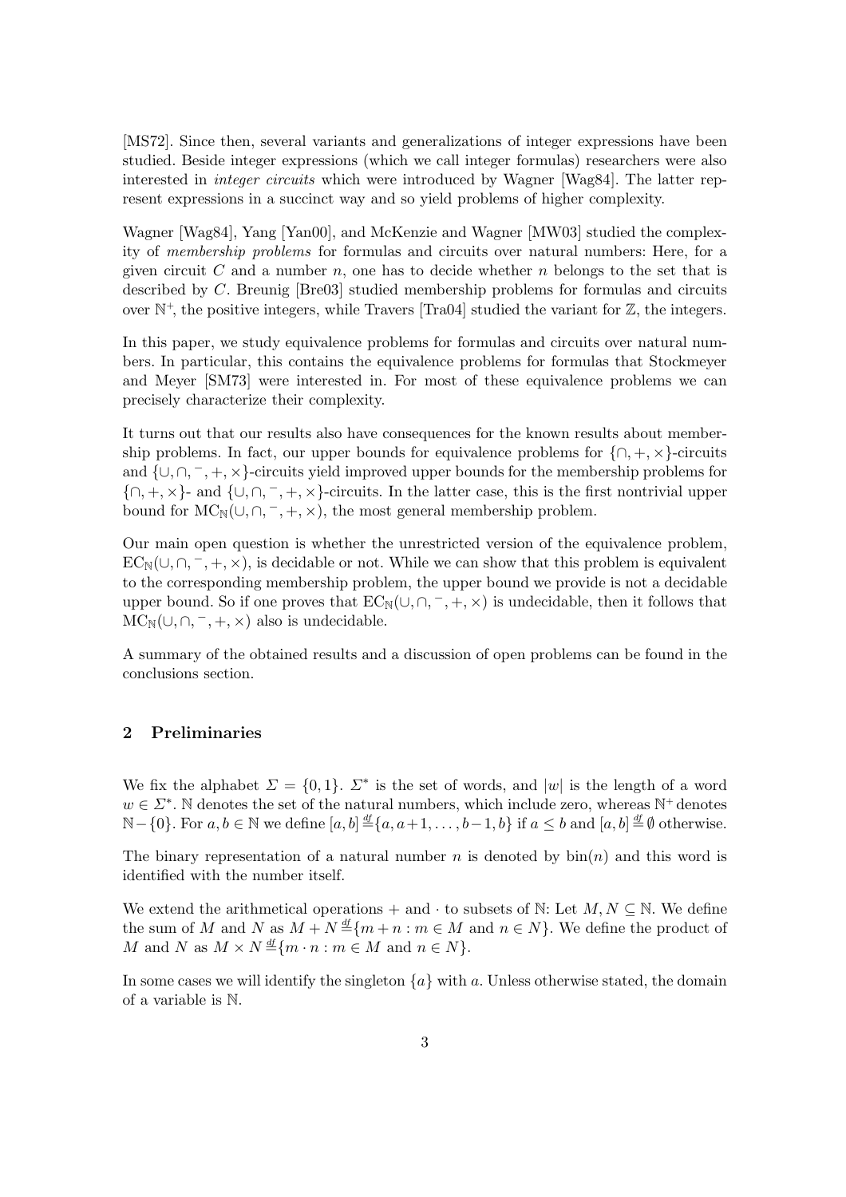[MS72]. Since then, several variants and generalizations of integer expressions have been studied. Beside integer expressions (which we call integer formulas) researchers were also interested in *integer circuits* which were introduced by Wagner [Wag84]. The latter represent expressions in a succinct way and so yield problems of higher complexity.

Wagner [Wag84], Yang [Yan00], and McKenzie and Wagner [MW03] studied the complexity of *membership problems* for formulas and circuits over natural numbers: Here, for a given circuit $C$ and a number $n$, one has to decide whether $n$ belongs to the set that is described by $C$. Breunig [Bre03] studied membership problems for formulas and circuits over $\mathbb{N}^+$, the positive integers, while Travers [Tra04] studied the variant for $\mathbb{Z}$, the integers.

In this paper, we study equivalence problems for formulas and circuits over natural numbers. In particular, this contains the equivalence problems for formulas that Stockmeyer and Meyer [SM73] were interested in. For most of these equivalence problems we can precisely characterize their complexity.

It turns out that our results also have consequences for the known results about membership problems. In fact, our upper bounds for equivalence problems for $\{\cap, +, \times\}$-circuits and $\{\cup, \cap, ^-, +, \times\}$-circuits yield improved upper bounds for the membership problems for $\{\cap, +, \times\}$- and $\{\cup, \cap, ^-, +, \times\}$-circuits. In the latter case, this is the first nontrivial upper bound for $\mathrm{MC}_{\mathbb{N}}(\cup, \cap, ^-, +, \times)$, the most general membership problem.

Our main open question is whether the unrestricted version of the equivalence problem, $\mathrm{EC}_{\mathbb{N}}(\cup, \cap, ^-, +, \times)$, is decidable or not. While we can show that this problem is equivalent to the corresponding membership problem, the upper bound we provide is not a decidable upper bound. So if one proves that $\mathrm{EC}_{\mathbb{N}}(\cup, \cap, ^-, +, \times)$ is undecidable, then it follows that $\mathrm{MC}_{\mathbb{N}}(\cup, \cap, ^-, +, \times)$ also is undecidable.

A summary of the obtained results and a discussion of open problems can be found in the conclusions section.

## 2 Preliminaries

We fix the alphabet $\Sigma = \{0, 1\}$. $\Sigma^*$ is the set of words, and $|w|$ is the length of a word $w \in \Sigma^*$. $\mathbb{N}$ denotes the set of the natural numbers, which include zero, whereas $\mathbb{N}^+$ denotes $\mathbb{N} - \{0\}$. For $a, b \in \mathbb{N}$ we define $[a, b] \stackrel{df}{=} \{a, a+1, \ldots, b-1, b\}$ if $a \leq b$ and $[a, b] \stackrel{df}{=} \emptyset$ otherwise.

The binary representation of a natural number $n$ is denoted by $\mathrm{bin}(n)$ and this word is identified with the number itself.

We extend the arithmetical operations $+$ and $\cdot$ to subsets of $\mathbb{N}$: Let $M, N \subseteq \mathbb{N}$. We define the sum of $M$ and $N$ as $M + N \stackrel{df}{=} \{m + n : m \in M \text{ and } n \in N\}$. We define the product of $M$ and $N$ as $M \times N \stackrel{df}{=} \{m \cdot n : m \in M \text{ and } n \in N\}$.

In some cases we will identify the singleton $\{a\}$ with $a$. Unless otherwise stated, the domain of a variable is $\mathbb{N}$.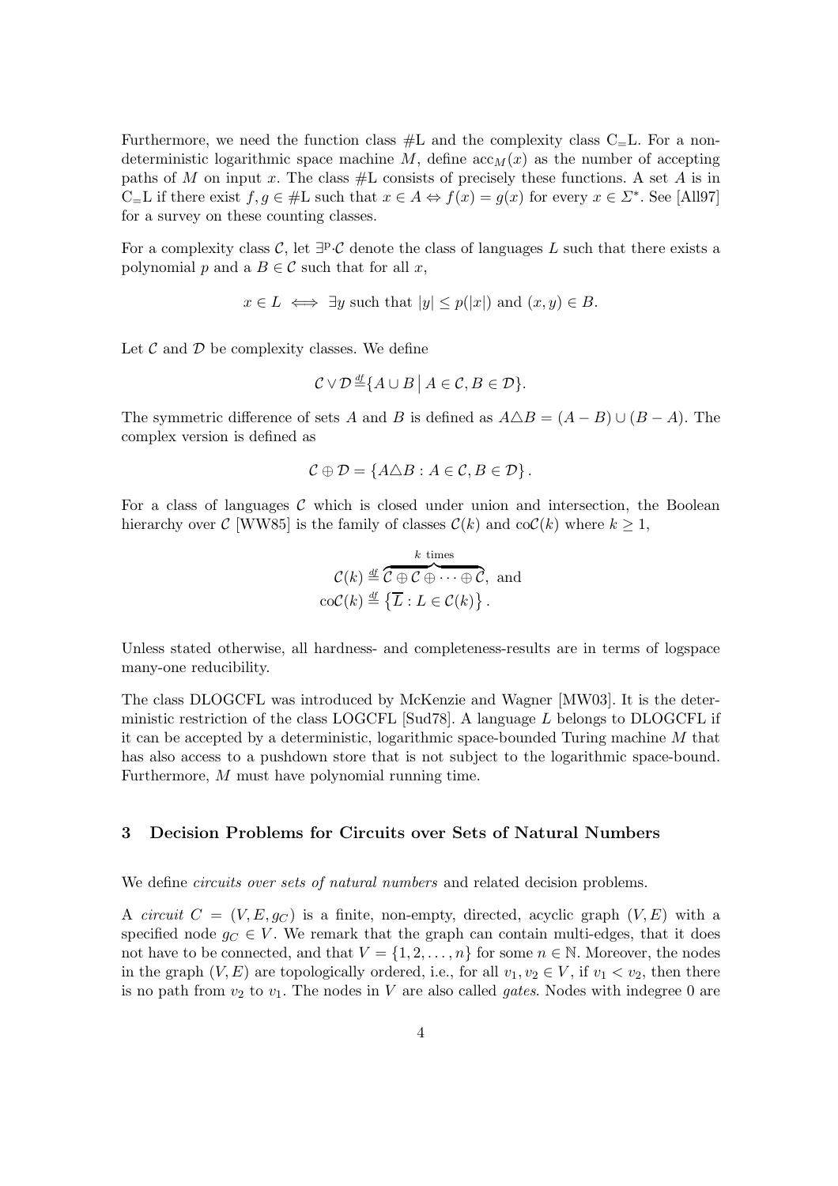Furthermore, we need the function class #L and the complexity class $\mathrm{C_=L}$. For a nondeterministic logarithmic space machine $M$, define $\mathrm{acc}_M(x)$ as the number of accepting paths of $M$ on input $x$. The class #L consists of precisely these functions. A set $A$ is in $\mathrm{C_=L}$ if there exist $f, g \in \#\mathrm{L}$ such that $x \in A \Leftrightarrow f(x) = g(x)$ for every $x \in \Sigma^*$. See [All97] for a survey on these counting classes.

For a complexity class $\mathcal{C}$, let $\exists^{\mathrm{p}}\cdot\mathcal{C}$ denote the class of languages $L$ such that there exists a polynomial $p$ and a $B \in \mathcal{C}$ such that for all $x$,

$$x \in L \iff \exists y \text{ such that } |y| \leq p(|x|) \text{ and } (x, y) \in B.$$

Let $\mathcal{C}$ and $\mathcal{D}$ be complexity classes. We define

$$\mathcal{C} \vee \mathcal{D} \overset{\mathit{df}}{=} \{A \cup B \mid A \in \mathcal{C}, B \in \mathcal{D}\}.$$

The symmetric difference of sets $A$ and $B$ is defined as $A \triangle B = (A - B) \cup (B - A)$. The complex version is defined as

$$\mathcal{C} \oplus \mathcal{D} = \{A \triangle B : A \in \mathcal{C}, B \in \mathcal{D}\}.$$

For a class of languages $\mathcal{C}$ which is closed under union and intersection, the Boolean hierarchy over $\mathcal{C}$ [WW85] is the family of classes $\mathcal{C}(k)$ and $\mathrm{co}\mathcal{C}(k)$ where $k \geq 1$,

$$\mathcal{C}(k) \overset{\mathit{df}}{=} \overbrace{\mathcal{C} \oplus \mathcal{C} \oplus \cdots \oplus \mathcal{C}}^{k \text{ times}}, \text{ and}$$
$$\mathrm{co}\mathcal{C}(k) \overset{\mathit{df}}{=} \left\{\overline{L} : L \in \mathcal{C}(k)\right\}.$$

Unless stated otherwise, all hardness- and completeness-results are in terms of logspace many-one reducibility.

The class DLOGCFL was introduced by McKenzie and Wagner [MW03]. It is the deterministic restriction of the class LOGCFL [Sud78]. A language $L$ belongs to DLOGCFL if it can be accepted by a deterministic, logarithmic space-bounded Turing machine $M$ that has also access to a pushdown store that is not subject to the logarithmic space-bound. Furthermore, $M$ must have polynomial running time.

## 3 Decision Problems for Circuits over Sets of Natural Numbers

We define *circuits over sets of natural numbers* and related decision problems.

A *circuit* $C = (V, E, g_C)$ is a finite, non-empty, directed, acyclic graph $(V, E)$ with a specified node $g_C \in V$. We remark that the graph can contain multi-edges, that it does not have to be connected, and that $V = \{1, 2, \ldots, n\}$ for some $n \in \mathbb{N}$. Moreover, the nodes in the graph $(V, E)$ are topologically ordered, i.e., for all $v_1, v_2 \in V$, if $v_1 < v_2$, then there is no path from $v_2$ to $v_1$. The nodes in $V$ are also called *gates*. Nodes with indegree 0 are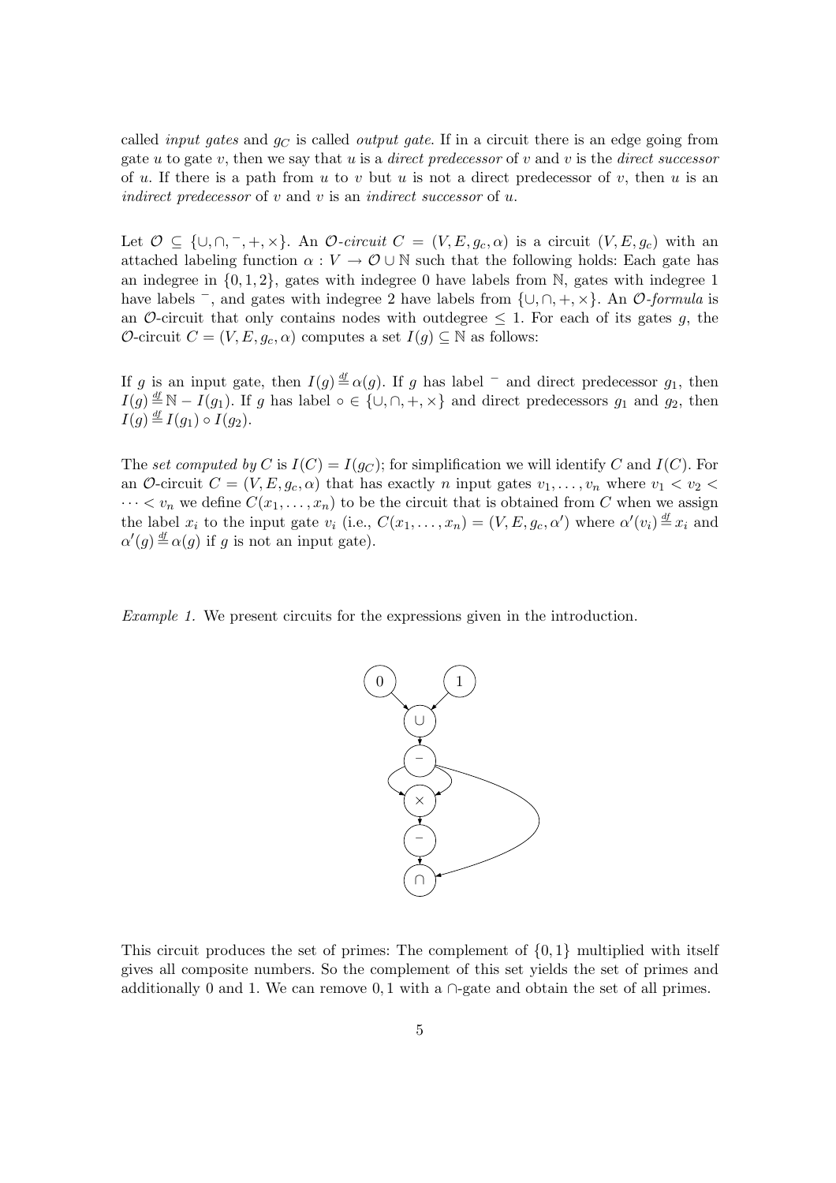called *input gates* and $g_C$ is called *output gate*. If in a circuit there is an edge going from gate $u$ to gate $v$, then we say that $u$ is a *direct predecessor* of $v$ and $v$ is the *direct successor* of $u$. If there is a path from $u$ to $v$ but $u$ is not a direct predecessor of $v$, then $u$ is an *indirect predecessor* of $v$ and $v$ is an *indirect successor* of $u$.

Let $\mathcal{O} \subseteq \{\cup, \cap, ^-, +, \times\}$. An *$\mathcal{O}$-circuit* $C = (V, E, g_c, \alpha)$ is a circuit $(V, E, g_c)$ with an attached labeling function $\alpha : V \to \mathcal{O} \cup \mathbb{N}$ such that the following holds: Each gate has an indegree in $\{0, 1, 2\}$, gates with indegree 0 have labels from $\mathbb{N}$, gates with indegree 1 have labels $^-$, and gates with indegree 2 have labels from $\{\cup, \cap, +, \times\}$. An *$\mathcal{O}$-formula* is an $\mathcal{O}$-circuit that only contains nodes with outdegree $\leq 1$. For each of its gates $g$, the $\mathcal{O}$-circuit $C = (V, E, g_c, \alpha)$ computes a set $I(g) \subseteq \mathbb{N}$ as follows:

If $g$ is an input gate, then $I(g) \stackrel{df}{=} \alpha(g)$. If $g$ has label $^-$ and direct predecessor $g_1$, then $I(g) \stackrel{df}{=} \mathbb{N} - I(g_1)$. If $g$ has label $\circ \in \{\cup, \cap, +, \times\}$ and direct predecessors $g_1$ and $g_2$, then $I(g) \stackrel{df}{=} I(g_1) \circ I(g_2)$.

The *set computed by* $C$ is $I(C) = I(g_C)$; for simplification we will identify $C$ and $I(C)$. For an $\mathcal{O}$-circuit $C = (V, E, g_c, \alpha)$ that has exactly $n$ input gates $v_1, \ldots, v_n$ where $v_1 < v_2 < \cdots < v_n$ we define $C(x_1, \ldots, x_n)$ to be the circuit that is obtained from $C$ when we assign the label $x_i$ to the input gate $v_i$ (i.e., $C(x_1, \ldots, x_n) = (V, E, g_c, \alpha')$ where $\alpha'(v_i) \stackrel{df}{=} x_i$ and $\alpha'(g) \stackrel{df}{=} \alpha(g)$ if $g$ is not an input gate).

*Example 1.* We present circuits for the expressions given in the introduction.

This circuit produces the set of primes: The complement of $\{0, 1\}$ multiplied with itself gives all composite numbers. So the complement of this set yields the set of primes and additionally 0 and 1. We can remove $0, 1$ with a $\cap$-gate and obtain the set of all primes.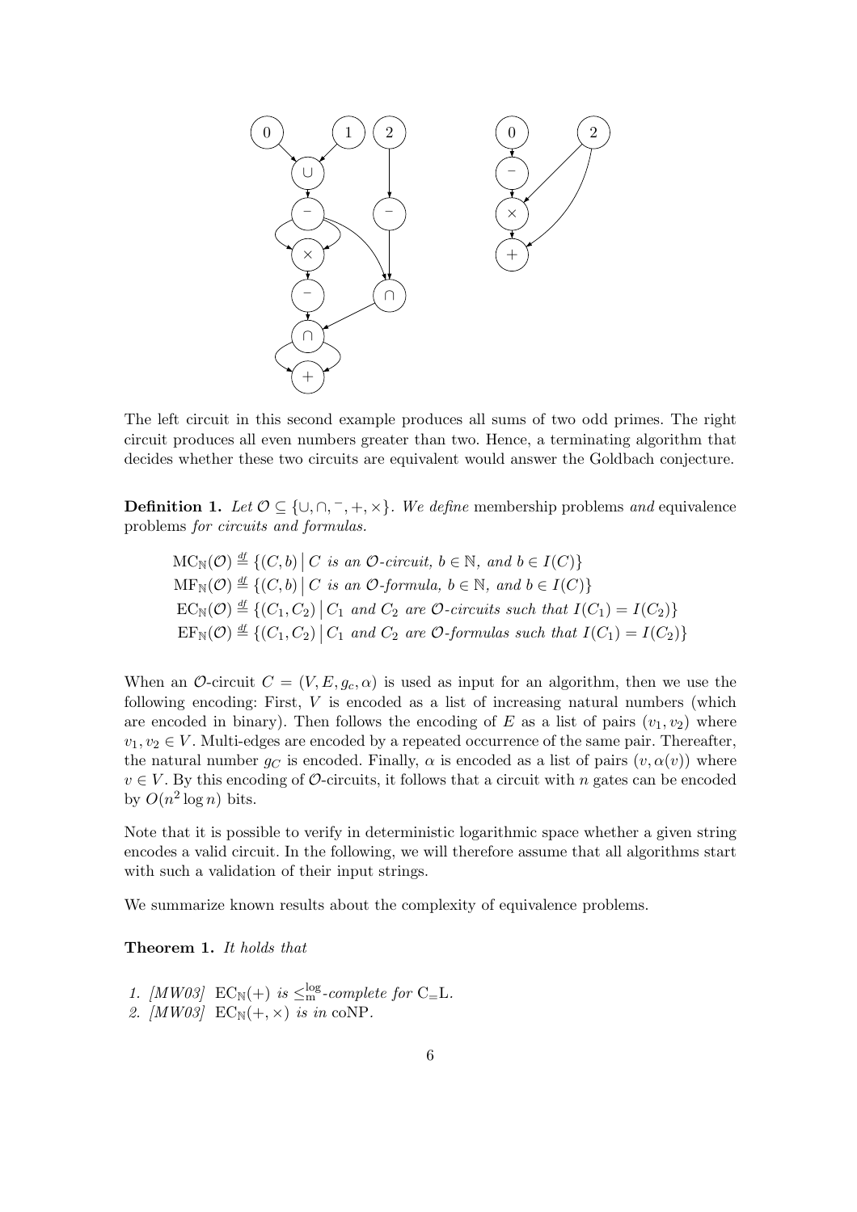The left circuit in this second example produces all sums of two odd primes. The right circuit produces all even numbers greater than two. Hence, a terminating algorithm that decides whether these two circuits are equivalent would answer the Goldbach conjecture.

**Definition 1.** *Let $\mathcal{O} \subseteq \{\cup, \cap, ^-, +, \times\}$. We define* membership problems *and* equivalence problems *for circuits and formulas.*

$$\mathrm{MC}_{\mathbb{N}}(\mathcal{O}) \stackrel{\text{df}}{=} \{(C, b) \mid C \text{ is an } \mathcal{O}\text{-circuit, } b \in \mathbb{N}, \text{ and } b \in I(C)\}$$

$$\mathrm{MF}_{\mathbb{N}}(\mathcal{O}) \stackrel{\text{df}}{=} \{(C, b) \mid C \text{ is an } \mathcal{O}\text{-formula, } b \in \mathbb{N}, \text{ and } b \in I(C)\}$$

$$\mathrm{EC}_{\mathbb{N}}(\mathcal{O}) \stackrel{\text{df}}{=} \{(C_1, C_2) \mid C_1 \text{ and } C_2 \text{ are } \mathcal{O}\text{-circuits such that } I(C_1) = I(C_2)\}$$

$$\mathrm{EF}_{\mathbb{N}}(\mathcal{O}) \stackrel{\text{df}}{=} \{(C_1, C_2) \mid C_1 \text{ and } C_2 \text{ are } \mathcal{O}\text{-formulas such that } I(C_1) = I(C_2)\}$$

When an $\mathcal{O}$-circuit $C = (V, E, g_c, \alpha)$ is used as input for an algorithm, then we use the following encoding: First, $V$ is encoded as a list of increasing natural numbers (which are encoded in binary). Then follows the encoding of $E$ as a list of pairs $(v_1, v_2)$ where $v_1, v_2 \in V$. Multi-edges are encoded by a repeated occurrence of the same pair. Thereafter, the natural number $g_C$ is encoded. Finally, $\alpha$ is encoded as a list of pairs $(v, \alpha(v))$ where $v \in V$. By this encoding of $\mathcal{O}$-circuits, it follows that a circuit with $n$ gates can be encoded by $O(n^2 \log n)$ bits.

Note that it is possible to verify in deterministic logarithmic space whether a given string encodes a valid circuit. In the following, we will therefore assume that all algorithms start with such a validation of their input strings.

We summarize known results about the complexity of equivalence problems.

**Theorem 1.** *It holds that*

1. *[MW03]* $\mathrm{EC}_{\mathbb{N}}(+)$ *is* $\leq_{\mathrm{m}}^{\log}$*-complete for* $\mathrm{C_{=}L}$.
2. *[MW03]* $\mathrm{EC}_{\mathbb{N}}(+, \times)$ *is in* coNP.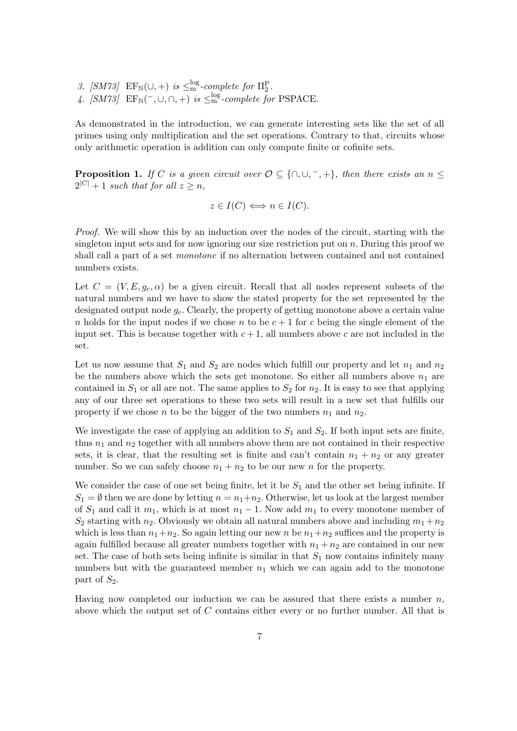3. [SM73] $\mathrm{EF}_{\mathbb{N}}(\cup, +)$ *is* $\leq_{\mathrm{m}}^{\log}$*-complete for* $\Pi_2^{\mathrm{P}}$.
4. [SM73] $\mathrm{EF}_{\mathbb{N}}(^-, \cup, \cap, +)$ *is* $\leq_{\mathrm{m}}^{\log}$*-complete for* PSPACE.

As demonstrated in the introduction, we can generate interesting sets like the set of all primes using only multiplication and the set operations. Contrary to that, circuits whose only arithmetic operation is addition can only compute finite or cofinite sets.

**Proposition 1.** *If $C$ is a given circuit over $\mathcal{O} \subseteq \{\cap, \cup, ^-, +\}$, then there exists an $n \leq 2^{|C|} + 1$ such that for all $z \geq n$,*

$$z \in I(C) \iff n \in I(C).$$

*Proof.* We will show this by an induction over the nodes of the circuit, starting with the singleton input sets and for now ignoring our size restriction put on $n$. During this proof we shall call a part of a set *monotone* if no alternation between contained and not contained numbers exists.

Let $C = (V, E, g_c, \alpha)$ be a given circuit. Recall that all nodes represent subsets of the natural numbers and we have to show the stated property for the set represented by the designated output node $g_c$. Clearly, the property of getting monotone above a certain value $n$ holds for the input nodes if we chose $n$ to be $c+1$ for $c$ being the single element of the input set. This is because together with $c+1$, all numbers above $c$ are not included in the set.

Let us now assume that $S_1$ and $S_2$ are nodes which fulfill our property and let $n_1$ and $n_2$ be the numbers above which the sets get monotone. So either all numbers above $n_1$ are contained in $S_1$ or all are not. The same applies to $S_2$ for $n_2$. It is easy to see that applying any of our three set operations to these two sets will result in a new set that fulfills our property if we chose $n$ to be the bigger of the two numbers $n_1$ and $n_2$.

We investigate the case of applying an addition to $S_1$ and $S_2$. If both input sets are finite, thus $n_1$ and $n_2$ together with all numbers above them are not contained in their respective sets, it is clear, that the resulting set is finite and can't contain $n_1 + n_2$ or any greater number. So we can safely choose $n_1 + n_2$ to be our new $n$ for the property.

We consider the case of one set being finite, let it be $S_1$ and the other set being infinite. If $S_1 = \emptyset$ then we are done by letting $n = n_1 + n_2$. Otherwise, let us look at the largest member of $S_1$ and call it $m_1$, which is at most $n_1 - 1$. Now add $m_1$ to every monotone member of $S_2$ starting with $n_2$. Obviously we obtain all natural numbers above and including $m_1 + n_2$ which is less than $n_1 + n_2$. So again letting our new $n$ be $n_1 + n_2$ suffices and the property is again fulfilled because all greater numbers together with $n_1 + n_2$ are contained in our new set. The case of both sets being infinite is similar in that $S_1$ now contains infinitely many numbers but with the guaranteed member $n_1$ which we can again add to the monotone part of $S_2$.

Having now completed our induction we can be assured that there exists a number $n$, above which the output set of $C$ contains either every or no further number. All that is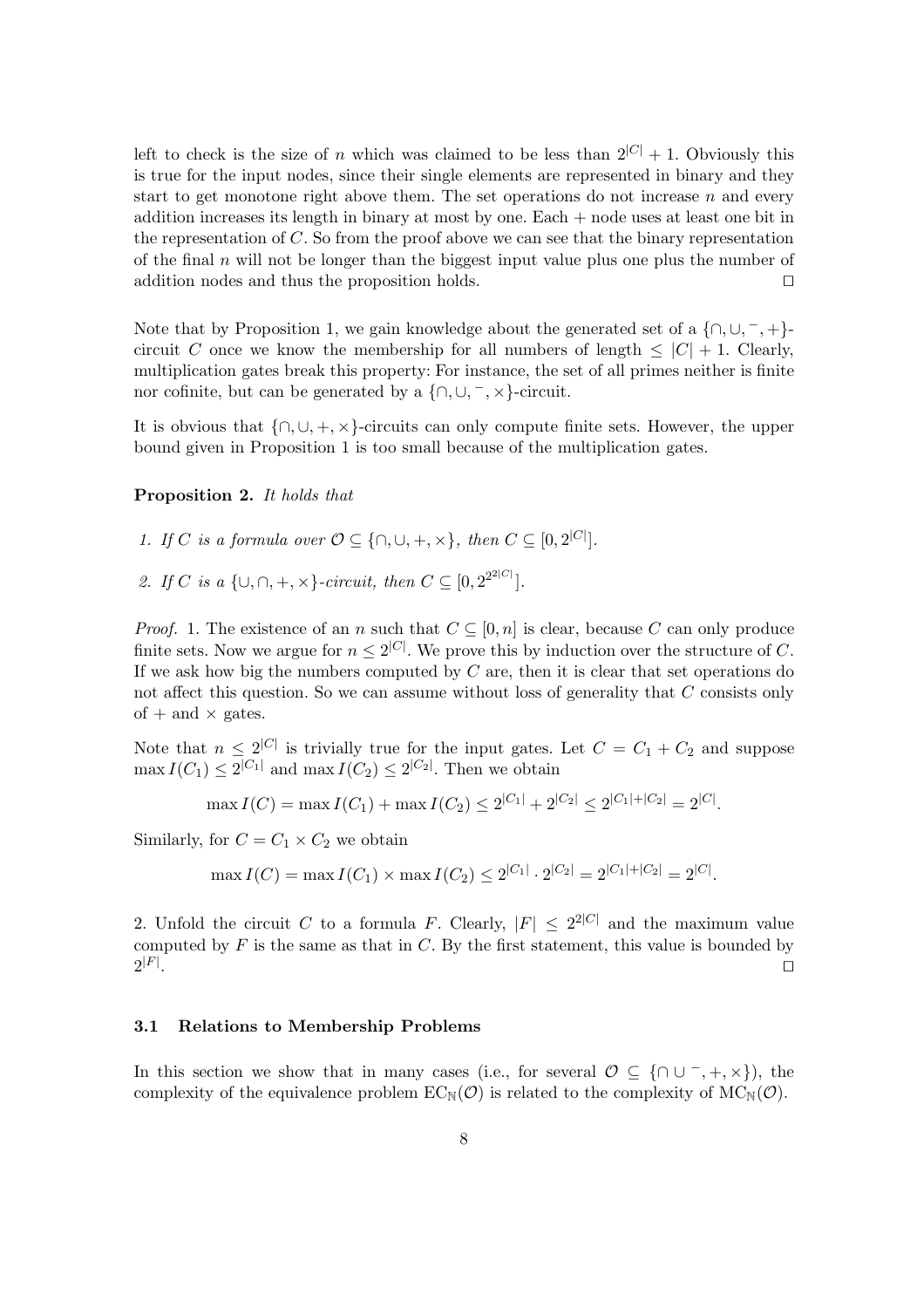left to check is the size of $n$ which was claimed to be less than $2^{|C|} + 1$. Obviously this is true for the input nodes, since their single elements are represented in binary and they start to get monotone right above them. The set operations do not increase $n$ and every addition increases its length in binary at most by one. Each $+$ node uses at least one bit in the representation of $C$. So from the proof above we can see that the binary representation of the final $n$ will not be longer than the biggest input value plus one plus the number of addition nodes and thus the proposition holds. $\square$

Note that by Proposition 1, we gain knowledge about the generated set of a $\{\cap, \cup, ^-, +\}$-circuit $C$ once we know the membership for all numbers of length $\leq |C| + 1$. Clearly, multiplication gates break this property: For instance, the set of all primes neither is finite nor cofinite, but can be generated by a $\{\cap, \cup, ^-, \times\}$-circuit.

It is obvious that $\{\cap, \cup, +, \times\}$-circuits can only compute finite sets. However, the upper bound given in Proposition 1 is too small because of the multiplication gates.

**Proposition 2.** *It holds that*

1. *If $C$ is a formula over $\mathcal{O} \subseteq \{\cap, \cup, +, \times\}$, then $C \subseteq [0, 2^{|C|}]$.*
2. *If $C$ is a $\{\cup, \cap, +, \times\}$-circuit, then $C \subseteq [0, 2^{2^{2|C|}}]$.*

*Proof.* 1. The existence of an $n$ such that $C \subseteq [0, n]$ is clear, because $C$ can only produce finite sets. Now we argue for $n \leq 2^{|C|}$. We prove this by induction over the structure of $C$. If we ask how big the numbers computed by $C$ are, then it is clear that set operations do not affect this question. So we can assume without loss of generality that $C$ consists only of $+$ and $\times$ gates.

Note that $n \leq 2^{|C|}$ is trivially true for the input gates. Let $C = C_1 + C_2$ and suppose $\max I(C_1) \leq 2^{|C_1|}$ and $\max I(C_2) \leq 2^{|C_2|}$. Then we obtain

$$\max I(C) = \max I(C_1) + \max I(C_2) \leq 2^{|C_1|} + 2^{|C_2|} \leq 2^{|C_1|+|C_2|} = 2^{|C|}.$$

Similarly, for $C = C_1 \times C_2$ we obtain

$$\max I(C) = \max I(C_1) \times \max I(C_2) \leq 2^{|C_1|} \cdot 2^{|C_2|} = 2^{|C_1|+|C_2|} = 2^{|C|}.$$

2. Unfold the circuit $C$ to a formula $F$. Clearly, $|F| \leq 2^{2|C|}$ and the maximum value computed by $F$ is the same as that in $C$. By the first statement, this value is bounded by $2^{|F|}$. $\square$

### 3.1 Relations to Membership Problems

In this section we show that in many cases (i.e., for several $\mathcal{O} \subseteq \{\cap \cup ^-, +, \times\}$), the complexity of the equivalence problem $\mathrm{EC}_{\mathbb{N}}(\mathcal{O})$ is related to the complexity of $\mathrm{MC}_{\mathbb{N}}(\mathcal{O})$.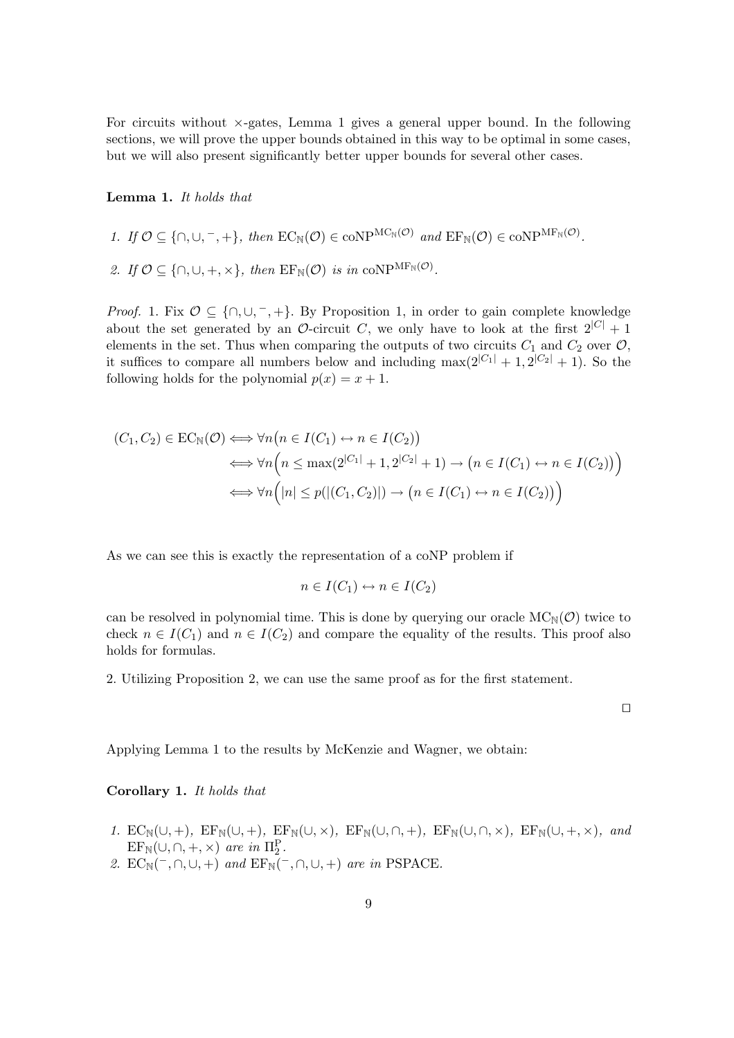For circuits without ×-gates, Lemma 1 gives a general upper bound. In the following sections, we will prove the upper bounds obtained in this way to be optimal in some cases, but we will also present significantly better upper bounds for several other cases.

**Lemma 1.** *It holds that*

1. *If* $\mathcal{O} \subseteq \{\cap, \cup, ^-, +\}$*, then* $\mathrm{EC}_{\mathbb{N}}(\mathcal{O}) \in \mathrm{coNP}^{\mathrm{MC}_{\mathbb{N}}(\mathcal{O})}$ *and* $\mathrm{EF}_{\mathbb{N}}(\mathcal{O}) \in \mathrm{coNP}^{\mathrm{MF}_{\mathbb{N}}(\mathcal{O})}$.
2. *If* $\mathcal{O} \subseteq \{\cap, \cup, +, \times\}$*, then* $\mathrm{EF}_{\mathbb{N}}(\mathcal{O})$ *is in* $\mathrm{coNP}^{\mathrm{MF}_{\mathbb{N}}(\mathcal{O})}$.

*Proof.* 1. Fix $\mathcal{O} \subseteq \{\cap, \cup, ^-, +\}$. By Proposition 1, in order to gain complete knowledge about the set generated by an $\mathcal{O}$-circuit $C$, we only have to look at the first $2^{|C|} + 1$ elements in the set. Thus when comparing the outputs of two circuits $C_1$ and $C_2$ over $\mathcal{O}$, it suffices to compare all numbers below and including $\max(2^{|C_1|} + 1, 2^{|C_2|} + 1)$. So the following holds for the polynomial $p(x) = x + 1$.

$$
\begin{aligned}
(C_1, C_2) \in \mathrm{EC}_{\mathbb{N}}(\mathcal{O}) &\iff \forall n \big(n \in I(C_1) \leftrightarrow n \in I(C_2)\big) \\
&\iff \forall n \Big(n \leq \max(2^{|C_1|} + 1, 2^{|C_2|} + 1) \rightarrow \big(n \in I(C_1) \leftrightarrow n \in I(C_2)\big)\Big) \\
&\iff \forall n \Big(|n| \leq p(|(C_1, C_2)|) \rightarrow \big(n \in I(C_1) \leftrightarrow n \in I(C_2)\big)\Big)
\end{aligned}
$$

As we can see this is exactly the representation of a coNP problem if

$$
n \in I(C_1) \leftrightarrow n \in I(C_2)
$$

can be resolved in polynomial time. This is done by querying our oracle $\mathrm{MC}_{\mathbb{N}}(\mathcal{O})$ twice to check $n \in I(C_1)$ and $n \in I(C_2)$ and compare the equality of the results. This proof also holds for formulas.

2. Utilizing Proposition 2, we can use the same proof as for the first statement.

□

Applying Lemma 1 to the results by McKenzie and Wagner, we obtain:

**Corollary 1.** *It holds that*

1. $\mathrm{EC}_{\mathbb{N}}(\cup, +)$*,* $\mathrm{EF}_{\mathbb{N}}(\cup, +)$*,* $\mathrm{EF}_{\mathbb{N}}(\cup, \times)$*,* $\mathrm{EF}_{\mathbb{N}}(\cup, \cap, +)$*,* $\mathrm{EF}_{\mathbb{N}}(\cup, \cap, \times)$*,* $\mathrm{EF}_{\mathbb{N}}(\cup, +, \times)$*, and* $\mathrm{EF}_{\mathbb{N}}(\cup, \cap, +, \times)$ *are in* $\Pi_2^{\mathrm{P}}$.
2. $\mathrm{EC}_{\mathbb{N}}(^-, \cap, \cup, +)$ *and* $\mathrm{EF}_{\mathbb{N}}(^-, \cap, \cup, +)$ *are in* PSPACE.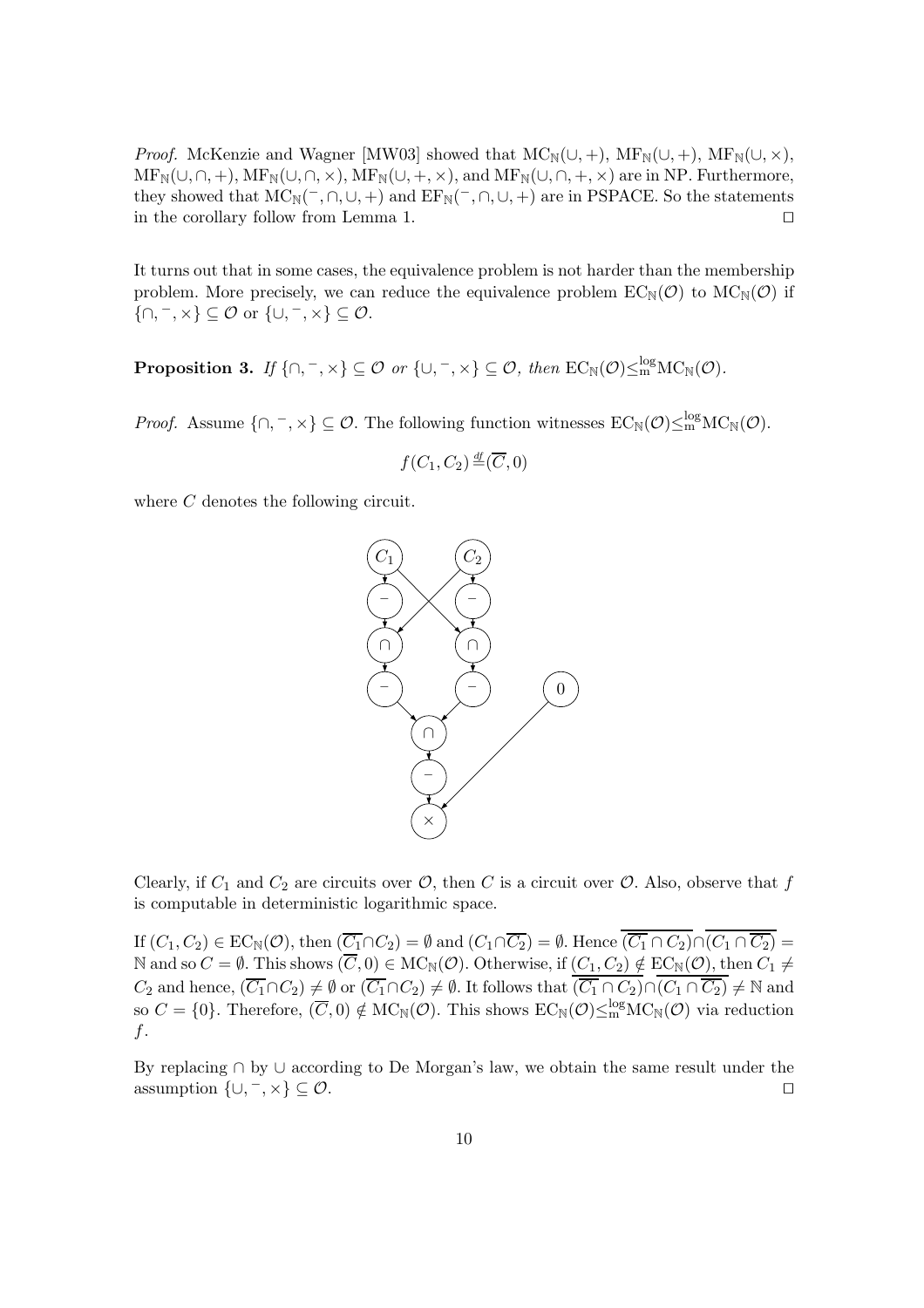*Proof.* McKenzie and Wagner [MW03] showed that $\mathrm{MC}_{\mathbb{N}}(\cup,+)$, $\mathrm{MF}_{\mathbb{N}}(\cup,+)$, $\mathrm{MF}_{\mathbb{N}}(\cup,\times)$, $\mathrm{MF}_{\mathbb{N}}(\cup,\cap,+)$, $\mathrm{MF}_{\mathbb{N}}(\cup,\cap,\times)$, $\mathrm{MF}_{\mathbb{N}}(\cup,+,\times)$, and $\mathrm{MF}_{\mathbb{N}}(\cup,\cap,+,\times)$ are in NP. Furthermore, they showed that $\mathrm{MC}_{\mathbb{N}}(^{-},\cap,\cup,+)$ and $\mathrm{EF}_{\mathbb{N}}(^{-},\cap,\cup,+)$ are in PSPACE. So the statements in the corollary follow from Lemma 1. $\square$

It turns out that in some cases, the equivalence problem is not harder than the membership problem. More precisely, we can reduce the equivalence problem $\mathrm{EC}_{\mathbb{N}}(\mathcal{O})$ to $\mathrm{MC}_{\mathbb{N}}(\mathcal{O})$ if $\{\cap,^{-},\times\} \subseteq \mathcal{O}$ or $\{\cup,^{-},\times\} \subseteq \mathcal{O}$.

**Proposition 3.** *If* $\{\cap,^{-},\times\} \subseteq \mathcal{O}$ *or* $\{\cup,^{-},\times\} \subseteq \mathcal{O}$*, then* $\mathrm{EC}_{\mathbb{N}}(\mathcal{O}) \leq_{\mathrm{m}}^{\log} \mathrm{MC}_{\mathbb{N}}(\mathcal{O})$.

*Proof.* Assume $\{\cap,^{-},\times\} \subseteq \mathcal{O}$. The following function witnesses $\mathrm{EC}_{\mathbb{N}}(\mathcal{O}) \leq_{\mathrm{m}}^{\log} \mathrm{MC}_{\mathbb{N}}(\mathcal{O})$.

$$f(C_1, C_2) \overset{\mathit{df}}{=} (\overline{C}, 0)$$

where $C$ denotes the following circuit.

Clearly, if $C_1$ and $C_2$ are circuits over $\mathcal{O}$, then $C$ is a circuit over $\mathcal{O}$. Also, observe that $f$ is computable in deterministic logarithmic space.

If $(C_1, C_2) \in \mathrm{EC}_{\mathbb{N}}(\mathcal{O})$, then $(\overline{C_1} \cap C_2) = \emptyset$ and $(C_1 \cap \overline{C_2}) = \emptyset$. Hence $\overline{(\overline{C_1} \cap C_2)} \cap \overline{(C_1 \cap \overline{C_2})} = \mathbb{N}$ and so $C = \emptyset$. This shows $(\overline{C}, 0) \in \mathrm{MC}_{\mathbb{N}}(\mathcal{O})$. Otherwise, if $(C_1, C_2) \notin \mathrm{EC}_{\mathbb{N}}(\mathcal{O})$, then $C_1 \neq C_2$ and hence, $(\overline{C_1} \cap C_2) \neq \emptyset$ or $(\overline{C_1} \cap C_2) \neq \emptyset$. It follows that $\overline{(\overline{C_1} \cap C_2)} \cap \overline{(C_1 \cap \overline{C_2})} \neq \mathbb{N}$ and so $C = \{0\}$. Therefore, $(\overline{C}, 0) \notin \mathrm{MC}_{\mathbb{N}}(\mathcal{O})$. This shows $\mathrm{EC}_{\mathbb{N}}(\mathcal{O}) \leq_{\mathrm{m}}^{\log} \mathrm{MC}_{\mathbb{N}}(\mathcal{O})$ via reduction $f$.

By replacing $\cap$ by $\cup$ according to De Morgan's law, we obtain the same result under the assumption $\{\cup,^{-},\times\} \subseteq \mathcal{O}$. $\square$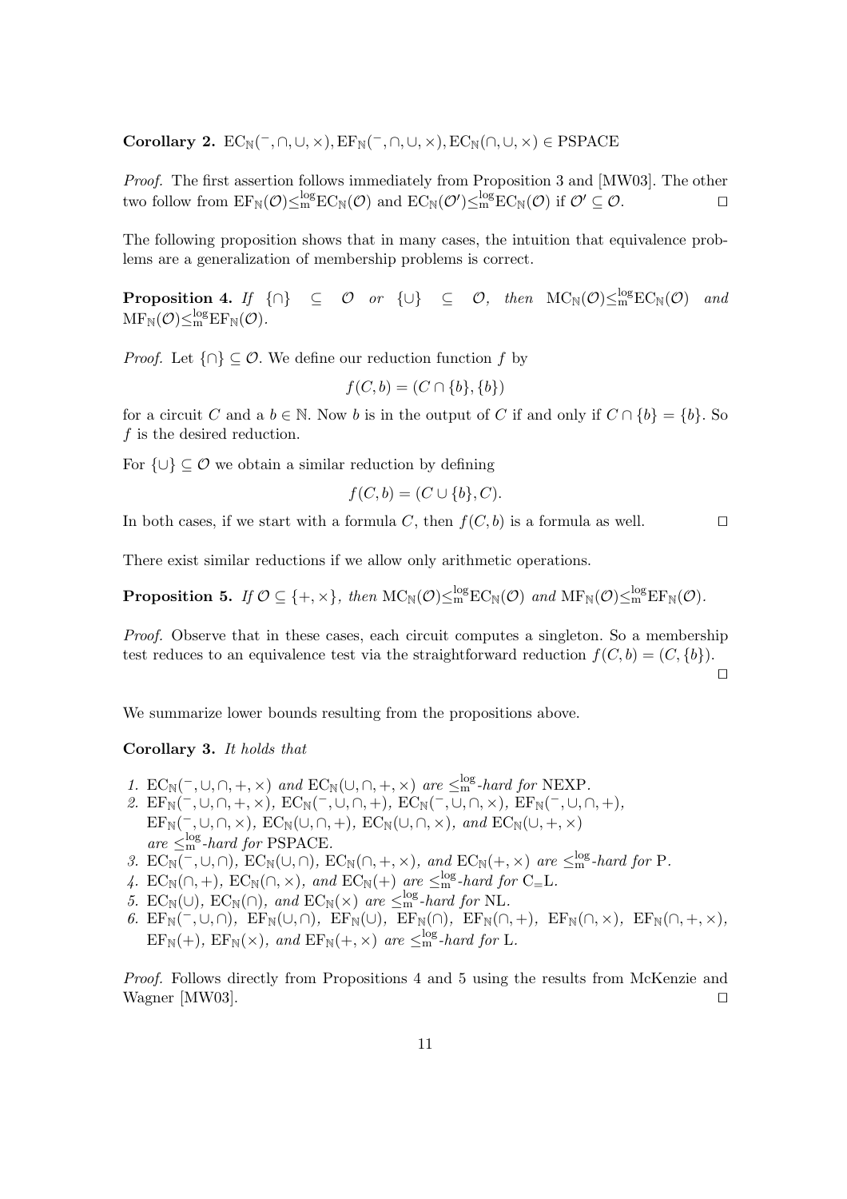**Corollary 2.** $\mathrm{EC}_{\mathbb{N}}(^-, \cap, \cup, \times), \mathrm{EF}_{\mathbb{N}}(^-, \cap, \cup, \times), \mathrm{EC}_{\mathbb{N}}(\cap, \cup, \times) \in \mathrm{PSPACE}$

*Proof.* The first assertion follows immediately from Proposition 3 and [MW03]. The other two follow from $\mathrm{EF}_{\mathbb{N}}(\mathcal{O}) \leq_{\mathrm{m}}^{\log} \mathrm{EC}_{\mathbb{N}}(\mathcal{O})$ and $\mathrm{EC}_{\mathbb{N}}(\mathcal{O}') \leq_{\mathrm{m}}^{\log} \mathrm{EC}_{\mathbb{N}}(\mathcal{O})$ if $\mathcal{O}' \subseteq \mathcal{O}$. $\square$

The following proposition shows that in many cases, the intuition that equivalence problems are a generalization of membership problems is correct.

**Proposition 4.** *If* $\{\cap\} \subseteq \mathcal{O}$ *or* $\{\cup\} \subseteq \mathcal{O}$, *then* $\mathrm{MC}_{\mathbb{N}}(\mathcal{O}) \leq_{\mathrm{m}}^{\log} \mathrm{EC}_{\mathbb{N}}(\mathcal{O})$ *and* $\mathrm{MF}_{\mathbb{N}}(\mathcal{O}) \leq_{\mathrm{m}}^{\log} \mathrm{EF}_{\mathbb{N}}(\mathcal{O})$.

*Proof.* Let $\{\cap\} \subseteq \mathcal{O}$. We define our reduction function $f$ by

$$f(C, b) = (C \cap \{b\}, \{b\})$$

for a circuit $C$ and a $b \in \mathbb{N}$. Now $b$ is in the output of $C$ if and only if $C \cap \{b\} = \{b\}$. So $f$ is the desired reduction.

For $\{\cup\} \subseteq \mathcal{O}$ we obtain a similar reduction by defining

$$f(C, b) = (C \cup \{b\}, C).$$

In both cases, if we start with a formula $C$, then $f(C, b)$ is a formula as well. $\square$

There exist similar reductions if we allow only arithmetic operations.

**Proposition 5.** *If* $\mathcal{O} \subseteq \{+, \times\}$, *then* $\mathrm{MC}_{\mathbb{N}}(\mathcal{O}) \leq_{\mathrm{m}}^{\log} \mathrm{EC}_{\mathbb{N}}(\mathcal{O})$ *and* $\mathrm{MF}_{\mathbb{N}}(\mathcal{O}) \leq_{\mathrm{m}}^{\log} \mathrm{EF}_{\mathbb{N}}(\mathcal{O})$.

*Proof.* Observe that in these cases, each circuit computes a singleton. So a membership test reduces to an equivalence test via the straightforward reduction $f(C, b) = (C, \{b\})$. $\square$

We summarize lower bounds resulting from the propositions above.

**Corollary 3.** *It holds that*

1. $\mathrm{EC}_{\mathbb{N}}(^-, \cup, \cap, +, \times)$ *and* $\mathrm{EC}_{\mathbb{N}}(\cup, \cap, +, \times)$ *are* $\leq_{\mathrm{m}}^{\log}$*-hard for* NEXP.
2. $\mathrm{EF}_{\mathbb{N}}(^-, \cup, \cap, +, \times)$, $\mathrm{EC}_{\mathbb{N}}(^-, \cup, \cap, +)$, $\mathrm{EC}_{\mathbb{N}}(^-, \cup, \cap, \times)$, $\mathrm{EF}_{\mathbb{N}}(^-, \cup, \cap, +)$, $\mathrm{EF}_{\mathbb{N}}(^-, \cup, \cap, \times)$, $\mathrm{EC}_{\mathbb{N}}(\cup, \cap, +)$, $\mathrm{EC}_{\mathbb{N}}(\cup, \cap, \times)$, *and* $\mathrm{EC}_{\mathbb{N}}(\cup, +, \times)$ *are* $\leq_{\mathrm{m}}^{\log}$*-hard for* PSPACE.
3. $\mathrm{EC}_{\mathbb{N}}(^-, \cup, \cap)$, $\mathrm{EC}_{\mathbb{N}}(\cup, \cap)$, $\mathrm{EC}_{\mathbb{N}}(\cap, +, \times)$, *and* $\mathrm{EC}_{\mathbb{N}}(+, \times)$ *are* $\leq_{\mathrm{m}}^{\log}$*-hard for* P.
4. $\mathrm{EC}_{\mathbb{N}}(\cap, +)$, $\mathrm{EC}_{\mathbb{N}}(\cap, \times)$, *and* $\mathrm{EC}_{\mathbb{N}}(+)$ *are* $\leq_{\mathrm{m}}^{\log}$*-hard for* $\mathrm{C_{=}L}$.
5. $\mathrm{EC}_{\mathbb{N}}(\cup)$, $\mathrm{EC}_{\mathbb{N}}(\cap)$, *and* $\mathrm{EC}_{\mathbb{N}}(\times)$ *are* $\leq_{\mathrm{m}}^{\log}$*-hard for* NL.
6. $\mathrm{EF}_{\mathbb{N}}(^-, \cup, \cap)$, $\mathrm{EF}_{\mathbb{N}}(\cup, \cap)$, $\mathrm{EF}_{\mathbb{N}}(\cup)$, $\mathrm{EF}_{\mathbb{N}}(\cap)$, $\mathrm{EF}_{\mathbb{N}}(\cap, +)$, $\mathrm{EF}_{\mathbb{N}}(\cap, \times)$, $\mathrm{EF}_{\mathbb{N}}(\cap, +, \times)$, $\mathrm{EF}_{\mathbb{N}}(+)$, $\mathrm{EF}_{\mathbb{N}}(\times)$, *and* $\mathrm{EF}_{\mathbb{N}}(+, \times)$ *are* $\leq_{\mathrm{m}}^{\log}$*-hard for* L.

*Proof.* Follows directly from Propositions 4 and 5 using the results from McKenzie and Wagner [MW03]. $\square$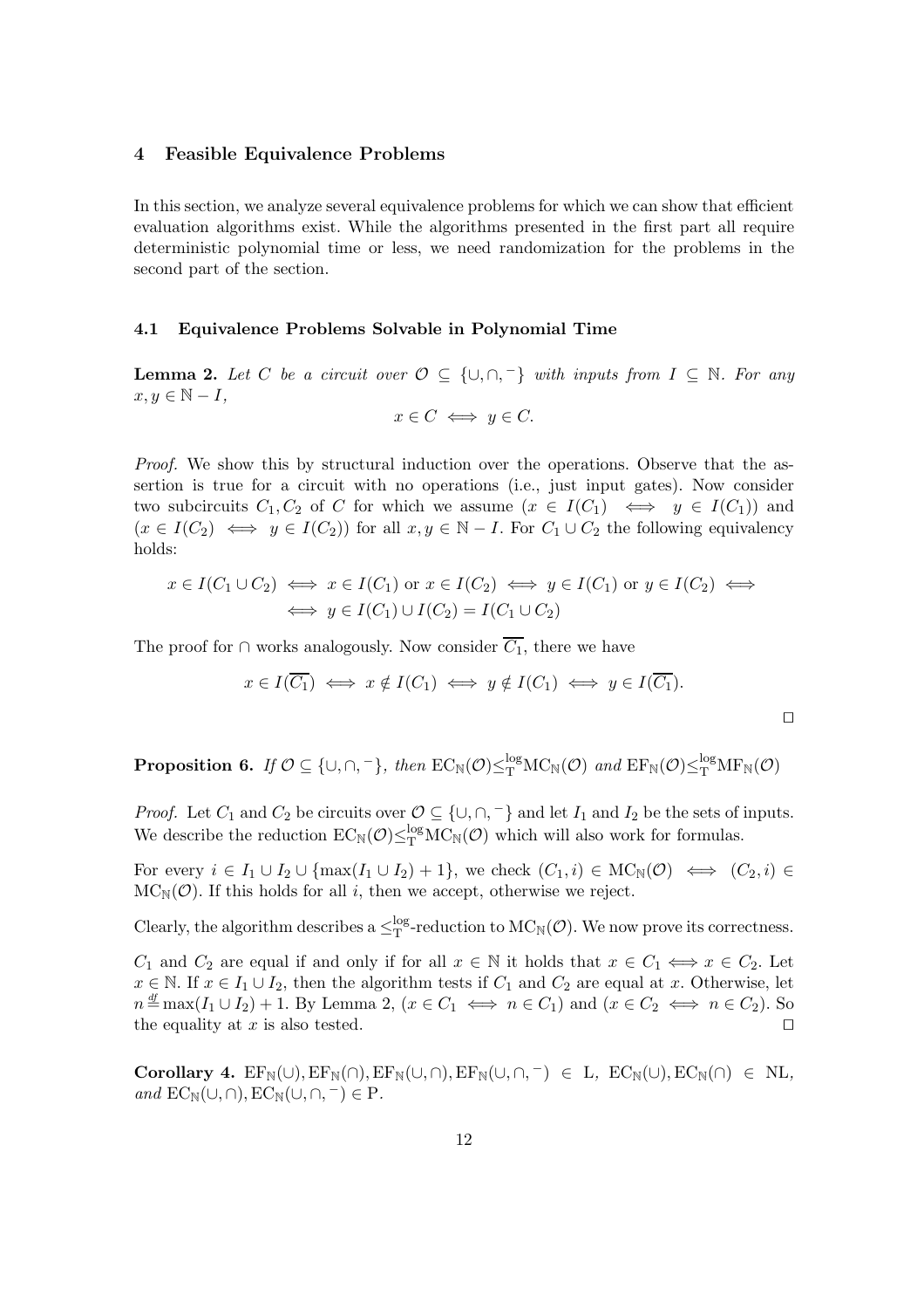## 4 Feasible Equivalence Problems

In this section, we analyze several equivalence problems for which we can show that efficient evaluation algorithms exist. While the algorithms presented in the first part all require deterministic polynomial time or less, we need randomization for the problems in the second part of the section.

### 4.1 Equivalence Problems Solvable in Polynomial Time

**Lemma 2.** *Let $C$ be a circuit over $\mathcal{O} \subseteq \{\cup, \cap, ^-\}$ with inputs from $I \subseteq \mathbb{N}$. For any $x, y \in \mathbb{N} - I$,*

$$x \in C \iff y \in C.$$

*Proof.* We show this by structural induction over the operations. Observe that the assertion is true for a circuit with no operations (i.e., just input gates). Now consider two subcircuits $C_1, C_2$ of $C$ for which we assume $(x \in I(C_1) \iff y \in I(C_1))$ and $(x \in I(C_2) \iff y \in I(C_2))$ for all $x, y \in \mathbb{N} - I$. For $C_1 \cup C_2$ the following equivalency holds:

$$x \in I(C_1 \cup C_2) \iff x \in I(C_1) \text{ or } x \in I(C_2) \iff y \in I(C_1) \text{ or } y \in I(C_2) \iff$$
$$\iff y \in I(C_1) \cup I(C_2) = I(C_1 \cup C_2)$$

The proof for $\cap$ works analogously. Now consider $\overline{C_1}$, there we have

$$x \in I(\overline{C_1}) \iff x \notin I(C_1) \iff y \notin I(C_1) \iff y \in I(\overline{C_1}).$$

□

**Proposition 6.** *If $\mathcal{O} \subseteq \{\cup, \cap, ^-\}$, then $\mathrm{EC}_{\mathbb{N}}(\mathcal{O}) \leq_{\mathrm{T}}^{\log} \mathrm{MC}_{\mathbb{N}}(\mathcal{O})$ and $\mathrm{EF}_{\mathbb{N}}(\mathcal{O}) \leq_{\mathrm{T}}^{\log} \mathrm{MF}_{\mathbb{N}}(\mathcal{O})$*

*Proof.* Let $C_1$ and $C_2$ be circuits over $\mathcal{O} \subseteq \{\cup, \cap, ^-\}$ and let $I_1$ and $I_2$ be the sets of inputs. We describe the reduction $\mathrm{EC}_{\mathbb{N}}(\mathcal{O}) \leq_{\mathrm{T}}^{\log} \mathrm{MC}_{\mathbb{N}}(\mathcal{O})$ which will also work for formulas.

For every $i \in I_1 \cup I_2 \cup \{\max(I_1 \cup I_2) + 1\}$, we check $(C_1, i) \in \mathrm{MC}_{\mathbb{N}}(\mathcal{O}) \iff (C_2, i) \in \mathrm{MC}_{\mathbb{N}}(\mathcal{O})$. If this holds for all $i$, then we accept, otherwise we reject.

Clearly, the algorithm describes a $\leq_{\mathrm{T}}^{\log}$-reduction to $\mathrm{MC}_{\mathbb{N}}(\mathcal{O})$. We now prove its correctness.

$C_1$ and $C_2$ are equal if and only if for all $x \in \mathbb{N}$ it holds that $x \in C_1 \iff x \in C_2$. Let $x \in \mathbb{N}$. If $x \in I_1 \cup I_2$, then the algorithm tests if $C_1$ and $C_2$ are equal at $x$. Otherwise, let $n \overset{df}{=} \max(I_1 \cup I_2) + 1$. By Lemma 2, $(x \in C_1 \iff n \in C_1)$ and $(x \in C_2 \iff n \in C_2)$. So the equality at $x$ is also tested. □

**Corollary 4.** $\mathrm{EF}_{\mathbb{N}}(\cup), \mathrm{EF}_{\mathbb{N}}(\cap), \mathrm{EF}_{\mathbb{N}}(\cup, \cap), \mathrm{EF}_{\mathbb{N}}(\cup, \cap, ^-) \in \mathrm{L}$, $\mathrm{EC}_{\mathbb{N}}(\cup), \mathrm{EC}_{\mathbb{N}}(\cap) \in \mathrm{NL}$, *and* $\mathrm{EC}_{\mathbb{N}}(\cup, \cap), \mathrm{EC}_{\mathbb{N}}(\cup, \cap, ^-) \in \mathrm{P}$.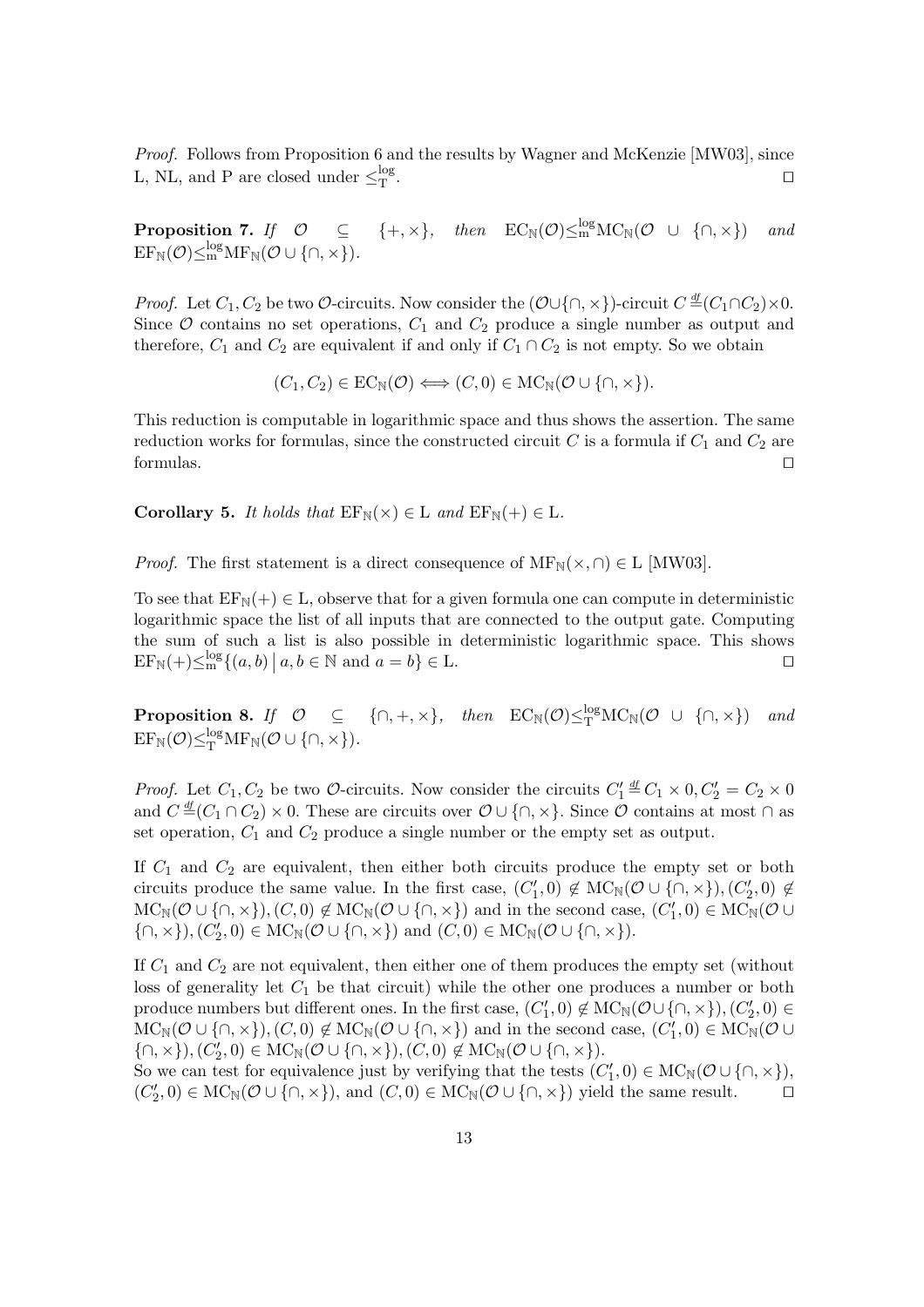*Proof.* Follows from Proposition 6 and the results by Wagner and McKenzie [MW03], since L, NL, and P are closed under $\leq_{\mathrm{T}}^{\log}$. ☐

**Proposition 7.** *If* $\mathcal{O} \subseteq \{+, \times\}$, *then* $\mathrm{EC}_{\mathbb{N}}(\mathcal{O}) \leq_{\mathrm{m}}^{\log} \mathrm{MC}_{\mathbb{N}}(\mathcal{O} \cup \{\cap, \times\})$ *and* $\mathrm{EF}_{\mathbb{N}}(\mathcal{O}) \leq_{\mathrm{m}}^{\log} \mathrm{MF}_{\mathbb{N}}(\mathcal{O} \cup \{\cap, \times\})$.

*Proof.* Let $C_1, C_2$ be two $\mathcal{O}$-circuits. Now consider the $(\mathcal{O} \cup \{\cap, \times\})$-circuit $C \stackrel{df}{=} (C_1 \cap C_2) \times 0$. Since $\mathcal{O}$ contains no set operations, $C_1$ and $C_2$ produce a single number as output and therefore, $C_1$ and $C_2$ are equivalent if and only if $C_1 \cap C_2$ is not empty. So we obtain

$$(C_1, C_2) \in \mathrm{EC}_{\mathbb{N}}(\mathcal{O}) \Longleftrightarrow (C, 0) \in \mathrm{MC}_{\mathbb{N}}(\mathcal{O} \cup \{\cap, \times\}).$$

This reduction is computable in logarithmic space and thus shows the assertion. The same reduction works for formulas, since the constructed circuit $C$ is a formula if $C_1$ and $C_2$ are formulas. ☐

**Corollary 5.** *It holds that* $\mathrm{EF}_{\mathbb{N}}(\times) \in \mathrm{L}$ *and* $\mathrm{EF}_{\mathbb{N}}(+) \in \mathrm{L}$.

*Proof.* The first statement is a direct consequence of $\mathrm{MF}_{\mathbb{N}}(\times, \cap) \in \mathrm{L}$ [MW03].

To see that $\mathrm{EF}_{\mathbb{N}}(+) \in \mathrm{L}$, observe that for a given formula one can compute in deterministic logarithmic space the list of all inputs that are connected to the output gate. Computing the sum of such a list is also possible in deterministic logarithmic space. This shows $\mathrm{EF}_{\mathbb{N}}(+) \leq_{\mathrm{m}}^{\log} \{(a, b) \mid a, b \in \mathbb{N} \text{ and } a = b\} \in \mathrm{L}$. ☐

**Proposition 8.** *If* $\mathcal{O} \subseteq \{\cap, +, \times\}$, *then* $\mathrm{EC}_{\mathbb{N}}(\mathcal{O}) \leq_{\mathrm{T}}^{\log} \mathrm{MC}_{\mathbb{N}}(\mathcal{O} \cup \{\cap, \times\})$ *and* $\mathrm{EF}_{\mathbb{N}}(\mathcal{O}) \leq_{\mathrm{T}}^{\log} \mathrm{MF}_{\mathbb{N}}(\mathcal{O} \cup \{\cap, \times\})$.

*Proof.* Let $C_1, C_2$ be two $\mathcal{O}$-circuits. Now consider the circuits $C_1' \stackrel{df}{=} C_1 \times 0, C_2' = C_2 \times 0$ and $C \stackrel{df}{=} (C_1 \cap C_2) \times 0$. These are circuits over $\mathcal{O} \cup \{\cap, \times\}$. Since $\mathcal{O}$ contains at most $\cap$ as set operation, $C_1$ and $C_2$ produce a single number or the empty set as output.

If $C_1$ and $C_2$ are equivalent, then either both circuits produce the empty set or both circuits produce the same value. In the first case, $(C_1', 0) \notin \mathrm{MC}_{\mathbb{N}}(\mathcal{O} \cup \{\cap, \times\}), (C_2', 0) \notin \mathrm{MC}_{\mathbb{N}}(\mathcal{O} \cup \{\cap, \times\}), (C, 0) \notin \mathrm{MC}_{\mathbb{N}}(\mathcal{O} \cup \{\cap, \times\})$ and in the second case, $(C_1', 0) \in \mathrm{MC}_{\mathbb{N}}(\mathcal{O} \cup \{\cap, \times\}), (C_2', 0) \in \mathrm{MC}_{\mathbb{N}}(\mathcal{O} \cup \{\cap, \times\})$ and $(C, 0) \in \mathrm{MC}_{\mathbb{N}}(\mathcal{O} \cup \{\cap, \times\})$.

If $C_1$ and $C_2$ are not equivalent, then either one of them produces the empty set (without loss of generality let $C_1$ be that circuit) while the other one produces a number or both produce numbers but different ones. In the first case, $(C_1', 0) \notin \mathrm{MC}_{\mathbb{N}}(\mathcal{O} \cup \{\cap, \times\}), (C_2', 0) \in \mathrm{MC}_{\mathbb{N}}(\mathcal{O} \cup \{\cap, \times\}), (C, 0) \notin \mathrm{MC}_{\mathbb{N}}(\mathcal{O} \cup \{\cap, \times\})$ and in the second case, $(C_1', 0) \in \mathrm{MC}_{\mathbb{N}}(\mathcal{O} \cup \{\cap, \times\}), (C_2', 0) \in \mathrm{MC}_{\mathbb{N}}(\mathcal{O} \cup \{\cap, \times\}), (C, 0) \notin \mathrm{MC}_{\mathbb{N}}(\mathcal{O} \cup \{\cap, \times\})$.
So we can test for equivalence just by verifying that the tests $(C_1', 0) \in \mathrm{MC}_{\mathbb{N}}(\mathcal{O} \cup \{\cap, \times\})$, $(C_2', 0) \in \mathrm{MC}_{\mathbb{N}}(\mathcal{O} \cup \{\cap, \times\})$, and $(C, 0) \in \mathrm{MC}_{\mathbb{N}}(\mathcal{O} \cup \{\cap, \times\})$ yield the same result. ☐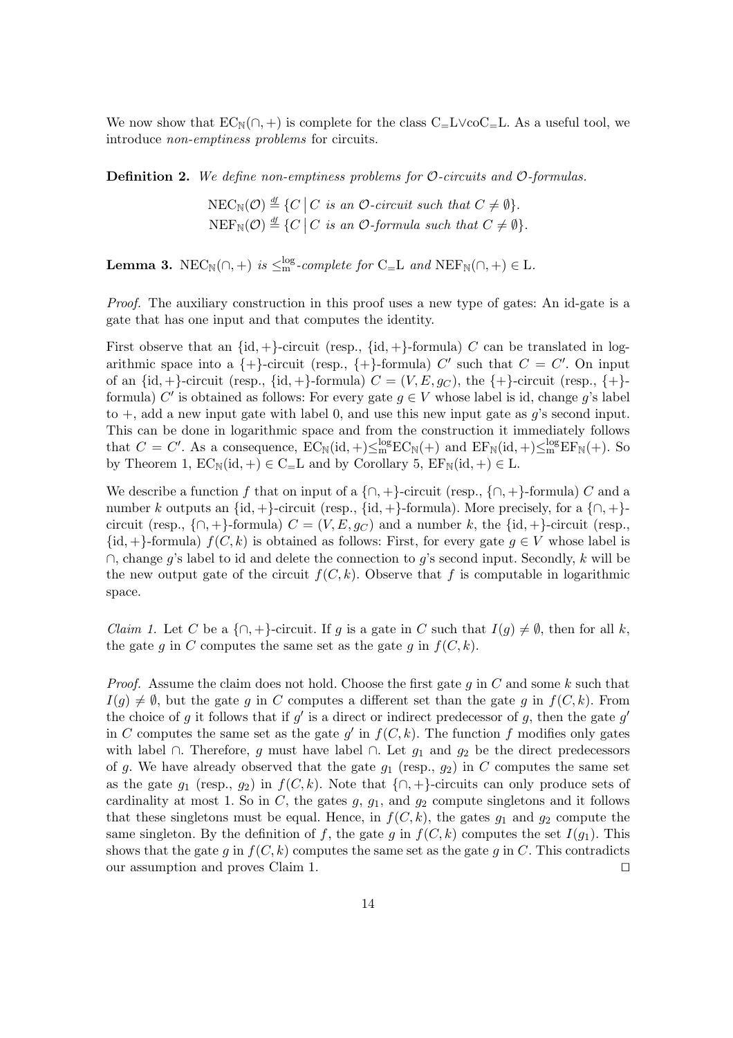We now show that $\mathrm{EC}_{\mathbb{N}}(\cap,+)$ is complete for the class $\mathrm{C_{=}L} \vee \mathrm{coC_{=}L}$. As a useful tool, we introduce *non-emptiness problems* for circuits.

**Definition 2.** *We define non-emptiness problems for $\mathcal{O}$-circuits and $\mathcal{O}$-formulas.*

$$\mathrm{NEC}_{\mathbb{N}}(\mathcal{O}) \stackrel{df}{=} \{C \,|\, C \text{ is an } \mathcal{O}\text{-circuit such that } C \neq \emptyset\}.$$
$$\mathrm{NEF}_{\mathbb{N}}(\mathcal{O}) \stackrel{df}{=} \{C \,|\, C \text{ is an } \mathcal{O}\text{-formula such that } C \neq \emptyset\}.$$

**Lemma 3.** $\mathrm{NEC}_{\mathbb{N}}(\cap,+)$ *is* $\leq_{\mathrm{m}}^{\log}$*-complete for* $\mathrm{C_{=}L}$ *and* $\mathrm{NEF}_{\mathbb{N}}(\cap,+) \in \mathrm{L}$.

*Proof.* The auxiliary construction in this proof uses a new type of gates: An id-gate is a gate that has one input and that computes the identity.

First observe that an $\{\mathrm{id},+\}$-circuit (resp., $\{\mathrm{id},+\}$-formula) $C$ can be translated in logarithmic space into a $\{+\}$-circuit (resp., $\{+\}$-formula) $C'$ such that $C = C'$. On input of an $\{\mathrm{id},+\}$-circuit (resp., $\{\mathrm{id},+\}$-formula) $C = (V, E, g_C)$, the $\{+\}$-circuit (resp., $\{+\}$-formula) $C'$ is obtained as follows: For every gate $g \in V$ whose label is id, change $g$'s label to $+$, add a new input gate with label 0, and use this new input gate as $g$'s second input. This can be done in logarithmic space and from the construction it immediately follows that $C = C'$. As a consequence, $\mathrm{EC}_{\mathbb{N}}(\mathrm{id},+) \leq_{\mathrm{m}}^{\log} \mathrm{EC}_{\mathbb{N}}(+)$ and $\mathrm{EF}_{\mathbb{N}}(\mathrm{id},+) \leq_{\mathrm{m}}^{\log} \mathrm{EF}_{\mathbb{N}}(+)$. So by Theorem 1, $\mathrm{EC}_{\mathbb{N}}(\mathrm{id},+) \in \mathrm{C_{=}L}$ and by Corollary 5, $\mathrm{EF}_{\mathbb{N}}(\mathrm{id},+) \in \mathrm{L}$.

We describe a function $f$ that on input of a $\{\cap,+\}$-circuit (resp., $\{\cap,+\}$-formula) $C$ and a number $k$ outputs an $\{\mathrm{id},+\}$-circuit (resp., $\{\mathrm{id},+\}$-formula). More precisely, for a $\{\cap,+\}$-circuit (resp., $\{\cap,+\}$-formula) $C = (V, E, g_C)$ and a number $k$, the $\{\mathrm{id},+\}$-circuit (resp., $\{\mathrm{id},+\}$-formula) $f(C,k)$ is obtained as follows: First, for every gate $g \in V$ whose label is $\cap$, change $g$'s label to id and delete the connection to $g$'s second input. Secondly, $k$ will be the new output gate of the circuit $f(C,k)$. Observe that $f$ is computable in logarithmic space.

*Claim 1.* Let $C$ be a $\{\cap,+\}$-circuit. If $g$ is a gate in $C$ such that $I(g) \neq \emptyset$, then for all $k$, the gate $g$ in $C$ computes the same set as the gate $g$ in $f(C,k)$.

*Proof.* Assume the claim does not hold. Choose the first gate $g$ in $C$ and some $k$ such that $I(g) \neq \emptyset$, but the gate $g$ in $C$ computes a different set than the gate $g$ in $f(C,k)$. From the choice of $g$ it follows that if $g'$ is a direct or indirect predecessor of $g$, then the gate $g'$ in $C$ computes the same set as the gate $g'$ in $f(C,k)$. The function $f$ modifies only gates with label $\cap$. Therefore, $g$ must have label $\cap$. Let $g_1$ and $g_2$ be the direct predecessors of $g$. We have already observed that the gate $g_1$ (resp., $g_2$) in $C$ computes the same set as the gate $g_1$ (resp., $g_2$) in $f(C,k)$. Note that $\{\cap,+\}$-circuits can only produce sets of cardinality at most 1. So in $C$, the gates $g$, $g_1$, and $g_2$ compute singletons and it follows that these singletons must be equal. Hence, in $f(C,k)$, the gates $g_1$ and $g_2$ compute the same singleton. By the definition of $f$, the gate $g$ in $f(C,k)$ computes the set $I(g_1)$. This shows that the gate $g$ in $f(C,k)$ computes the same set as the gate $g$ in $C$. This contradicts our assumption and proves Claim 1. □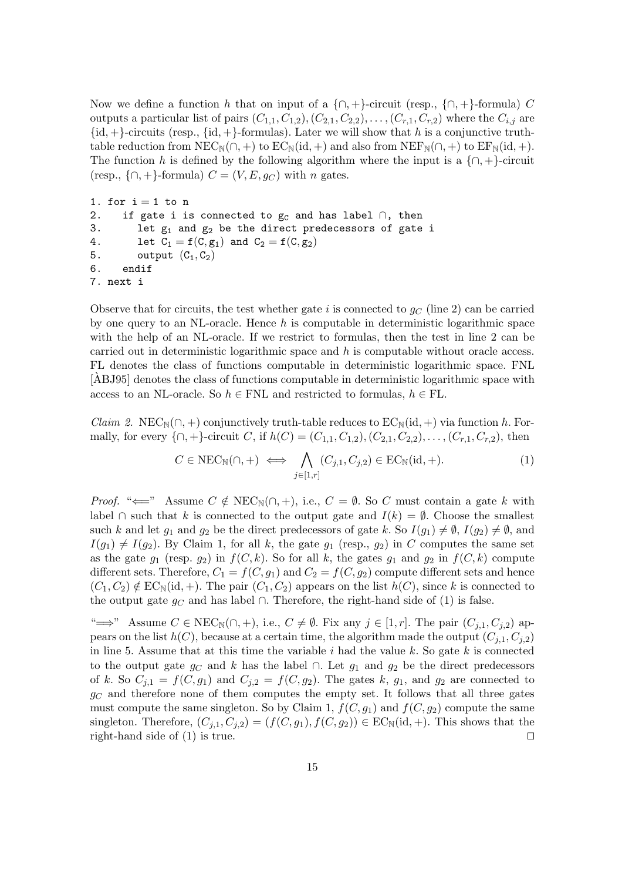Now we define a function $h$ that on input of a $\{\cap,+\}$-circuit (resp., $\{\cap,+\}$-formula) $C$ outputs a particular list of pairs $(C_{1,1},C_{1,2}),(C_{2,1},C_{2,2}),\ldots,(C_{r,1},C_{r,2})$ where the $C_{i,j}$ are $\{\mathrm{id},+\}$-circuits (resp., $\{\mathrm{id},+\}$-formulas). Later we will show that $h$ is a conjunctive truth-table reduction from $\mathrm{NEC}_{\mathbb{N}}(\cap,+)$ to $\mathrm{EC}_{\mathbb{N}}(\mathrm{id},+)$ and also from $\mathrm{NEF}_{\mathbb{N}}(\cap,+)$ to $\mathrm{EF}_{\mathbb{N}}(\mathrm{id},+)$. The function $h$ is defined by the following algorithm where the input is a $\{\cap,+\}$-circuit (resp., $\{\cap,+\}$-formula) $C=(V,E,g_C)$ with $n$ gates.

```
1. for i = 1 to n
2.    if gate i is connected to g_C and has label ∩, then
3.       let g_1 and g_2 be the direct predecessors of gate i
4.       let C_1 = f(C, g_1) and C_2 = f(C, g_2)
5.       output (C_1, C_2)
6.    endif
7. next i
```

Observe that for circuits, the test whether gate $i$ is connected to $g_C$ (line 2) can be carried by one query to an NL-oracle. Hence $h$ is computable in deterministic logarithmic space with the help of an NL-oracle. If we restrict to formulas, then the test in line 2 can be carried out in deterministic logarithmic space and $h$ is computable without oracle access. FL denotes the class of functions computable in deterministic logarithmic space. FNL [ÀBJ95] denotes the class of functions computable in deterministic logarithmic space with access to an NL-oracle. So $h\in\mathrm{FNL}$ and restricted to formulas, $h\in\mathrm{FL}$.

*Claim 2.* $\mathrm{NEC}_{\mathbb{N}}(\cap,+)$ conjunctively truth-table reduces to $\mathrm{EC}_{\mathbb{N}}(\mathrm{id},+)$ via function $h$. Formally, for every $\{\cap,+\}$-circuit $C$, if $h(C)=(C_{1,1},C_{1,2}),(C_{2,1},C_{2,2}),\ldots,(C_{r,1},C_{r,2})$, then

$$C\in\mathrm{NEC}_{\mathbb{N}}(\cap,+)\iff\bigwedge_{j\in[1,r]}(C_{j,1},C_{j,2})\in\mathrm{EC}_{\mathbb{N}}(\mathrm{id},+).\tag{1}$$

*Proof.* "$\Longleftarrow$" Assume $C\notin\mathrm{NEC}_{\mathbb{N}}(\cap,+)$, i.e., $C=\emptyset$. So $C$ must contain a gate $k$ with label $\cap$ such that $k$ is connected to the output gate and $I(k)=\emptyset$. Choose the smallest such $k$ and let $g_1$ and $g_2$ be the direct predecessors of gate $k$. So $I(g_1)\neq\emptyset$, $I(g_2)\neq\emptyset$, and $I(g_1)\neq I(g_2)$. By Claim 1, for all $k$, the gate $g_1$ (resp., $g_2$) in $C$ computes the same set as the gate $g_1$ (resp. $g_2$) in $f(C,k)$. So for all $k$, the gates $g_1$ and $g_2$ in $f(C,k)$ compute different sets. Therefore, $C_1=f(C,g_1)$ and $C_2=f(C,g_2)$ compute different sets and hence $(C_1,C_2)\notin\mathrm{EC}_{\mathbb{N}}(\mathrm{id},+)$. The pair $(C_1,C_2)$ appears on the list $h(C)$, since $k$ is connected to the output gate $g_C$ and has label $\cap$. Therefore, the right-hand side of (1) is false.

"$\Longrightarrow$" Assume $C\in\mathrm{NEC}_{\mathbb{N}}(\cap,+)$, i.e., $C\neq\emptyset$. Fix any $j\in[1,r]$. The pair $(C_{j,1},C_{j,2})$ appears on the list $h(C)$, because at a certain time, the algorithm made the output $(C_{j,1},C_{j,2})$ in line 5. Assume that at this time the variable $i$ had the value $k$. So gate $k$ is connected to the output gate $g_C$ and $k$ has the label $\cap$. Let $g_1$ and $g_2$ be the direct predecessors of $k$. So $C_{j,1}=f(C,g_1)$ and $C_{j,2}=f(C,g_2)$. The gates $k$, $g_1$, and $g_2$ are connected to $g_C$ and therefore none of them computes the empty set. It follows that all three gates must compute the same singleton. So by Claim 1, $f(C,g_1)$ and $f(C,g_2)$ compute the same singleton. Therefore, $(C_{j,1},C_{j,2})=(f(C,g_1),f(C,g_2))\in\mathrm{EC}_{\mathbb{N}}(\mathrm{id},+)$. This shows that the right-hand side of (1) is true. $\square$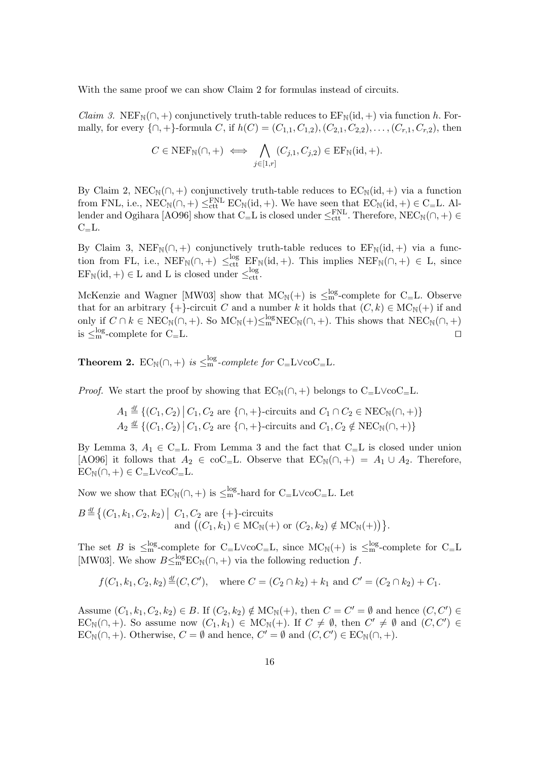With the same proof we can show Claim 2 for formulas instead of circuits.

*Claim 3.* $\mathrm{NEF}_{\mathbb{N}}(\cap,+)$ conjunctively truth-table reduces to $\mathrm{EF}_{\mathbb{N}}(\mathrm{id},+)$ via function $h$. Formally, for every $\{\cap,+\}$-formula $C$, if $h(C)=(C_{1,1},C_{1,2}),(C_{2,1},C_{2,2}),\ldots,(C_{r,1},C_{r,2})$, then

$$C \in \mathrm{NEF}_{\mathbb{N}}(\cap,+) \iff \bigwedge_{j\in[1,r]} (C_{j,1},C_{j,2}) \in \mathrm{EF}_{\mathbb{N}}(\mathrm{id},+).$$

By Claim 2, $\mathrm{NEC}_{\mathbb{N}}(\cap,+)$ conjunctively truth-table reduces to $\mathrm{EC}_{\mathbb{N}}(\mathrm{id},+)$ via a function from FNL, i.e., $\mathrm{NEC}_{\mathbb{N}}(\cap,+) \leq_{\mathrm{ctt}}^{\mathrm{FNL}} \mathrm{EC}_{\mathbb{N}}(\mathrm{id},+)$. We have seen that $\mathrm{EC}_{\mathbb{N}}(\mathrm{id},+) \in \mathrm{C_{=}L}$. Allender and Ogihara [AO96] show that $\mathrm{C_{=}L}$ is closed under $\leq_{\mathrm{ctt}}^{\mathrm{FNL}}$. Therefore, $\mathrm{NEC}_{\mathbb{N}}(\cap,+) \in \mathrm{C_{=}L}$.

By Claim 3, $\mathrm{NEF}_{\mathbb{N}}(\cap,+)$ conjunctively truth-table reduces to $\mathrm{EF}_{\mathbb{N}}(\mathrm{id},+)$ via a function from FL, i.e., $\mathrm{NEF}_{\mathbb{N}}(\cap,+) \leq_{\mathrm{ctt}}^{\log} \mathrm{EF}_{\mathbb{N}}(\mathrm{id},+)$. This implies $\mathrm{NEF}_{\mathbb{N}}(\cap,+) \in \mathrm{L}$, since $\mathrm{EF}_{\mathbb{N}}(\mathrm{id},+) \in \mathrm{L}$ and L is closed under $\leq_{\mathrm{ctt}}^{\log}$.

McKenzie and Wagner [MW03] show that $\mathrm{MC}_{\mathbb{N}}(+)$ is $\leq_{\mathrm{m}}^{\log}$-complete for $\mathrm{C_{=}L}$. Observe that for an arbitrary $\{+\}$-circuit $C$ and a number $k$ it holds that $(C,k) \in \mathrm{MC}_{\mathbb{N}}(+)$ if and only if $C \cap k \in \mathrm{NEC}_{\mathbb{N}}(\cap,+)$. So $\mathrm{MC}_{\mathbb{N}}(+) \leq_{\mathrm{m}}^{\log} \mathrm{NEC}_{\mathbb{N}}(\cap,+)$. This shows that $\mathrm{NEC}_{\mathbb{N}}(\cap,+)$ is $\leq_{\mathrm{m}}^{\log}$-complete for $\mathrm{C_{=}L}$. □

**Theorem 2.** *$\mathrm{EC}_{\mathbb{N}}(\cap,+)$ is $\leq_{\mathrm{m}}^{\log}$-complete for $\mathrm{C_{=}L} \vee \mathrm{coC_{=}L}$.*

*Proof.* We start the proof by showing that $\mathrm{EC}_{\mathbb{N}}(\cap,+)$ belongs to $\mathrm{C_{=}L} \vee \mathrm{coC_{=}L}$.

$$A_1 \stackrel{df}{=} \{(C_1,C_2) \mid C_1, C_2 \text{ are } \{\cap,+\}\text{-circuits and } C_1 \cap C_2 \in \mathrm{NEC}_{\mathbb{N}}(\cap,+)\}$$
$$A_2 \stackrel{df}{=} \{(C_1,C_2) \mid C_1, C_2 \text{ are } \{\cap,+\}\text{-circuits and } C_1, C_2 \notin \mathrm{NEC}_{\mathbb{N}}(\cap,+)\}$$

By Lemma 3, $A_1 \in \mathrm{C_{=}L}$. From Lemma 3 and the fact that $\mathrm{C_{=}L}$ is closed under union [AO96] it follows that $A_2 \in \mathrm{coC_{=}L}$. Observe that $\mathrm{EC}_{\mathbb{N}}(\cap,+) = A_1 \cup A_2$. Therefore, $\mathrm{EC}_{\mathbb{N}}(\cap,+) \in \mathrm{C_{=}L} \vee \mathrm{coC_{=}L}$.

Now we show that $\mathrm{EC}_{\mathbb{N}}(\cap,+)$ is $\leq_{\mathrm{m}}^{\log}$-hard for $\mathrm{C_{=}L} \vee \mathrm{coC_{=}L}$. Let

$$B \stackrel{df}{=} \big\{(C_1,k_1,C_2,k_2) \;\big|\; C_1, C_2 \text{ are } \{+\}\text{-circuits and } \big((C_1,k_1) \in \mathrm{MC}_{\mathbb{N}}(+) \text{ or } (C_2,k_2) \notin \mathrm{MC}_{\mathbb{N}}(+)\big)\big\}.$$

The set $B$ is $\leq_{\mathrm{m}}^{\log}$-complete for $\mathrm{C_{=}L} \vee \mathrm{coC_{=}L}$, since $\mathrm{MC}_{\mathbb{N}}(+)$ is $\leq_{\mathrm{m}}^{\log}$-complete for $\mathrm{C_{=}L}$ [MW03]. We show $B \leq_{\mathrm{m}}^{\log} \mathrm{EC}_{\mathbb{N}}(\cap,+)$ via the following reduction $f$.

$$f(C_1,k_1,C_2,k_2) \stackrel{df}{=} (C,C'), \quad \text{where } C = (C_2 \cap k_2) + k_1 \text{ and } C' = (C_2 \cap k_2) + C_1.$$

Assume $(C_1,k_1,C_2,k_2) \in B$. If $(C_2,k_2) \notin \mathrm{MC}_{\mathbb{N}}(+)$, then $C = C' = \emptyset$ and hence $(C,C') \in \mathrm{EC}_{\mathbb{N}}(\cap,+)$. So assume now $(C_1,k_1) \in \mathrm{MC}_{\mathbb{N}}(+)$. If $C \neq \emptyset$, then $C' \neq \emptyset$ and $(C,C') \in \mathrm{EC}_{\mathbb{N}}(\cap,+)$. Otherwise, $C = \emptyset$ and hence, $C' = \emptyset$ and $(C,C') \in \mathrm{EC}_{\mathbb{N}}(\cap,+)$.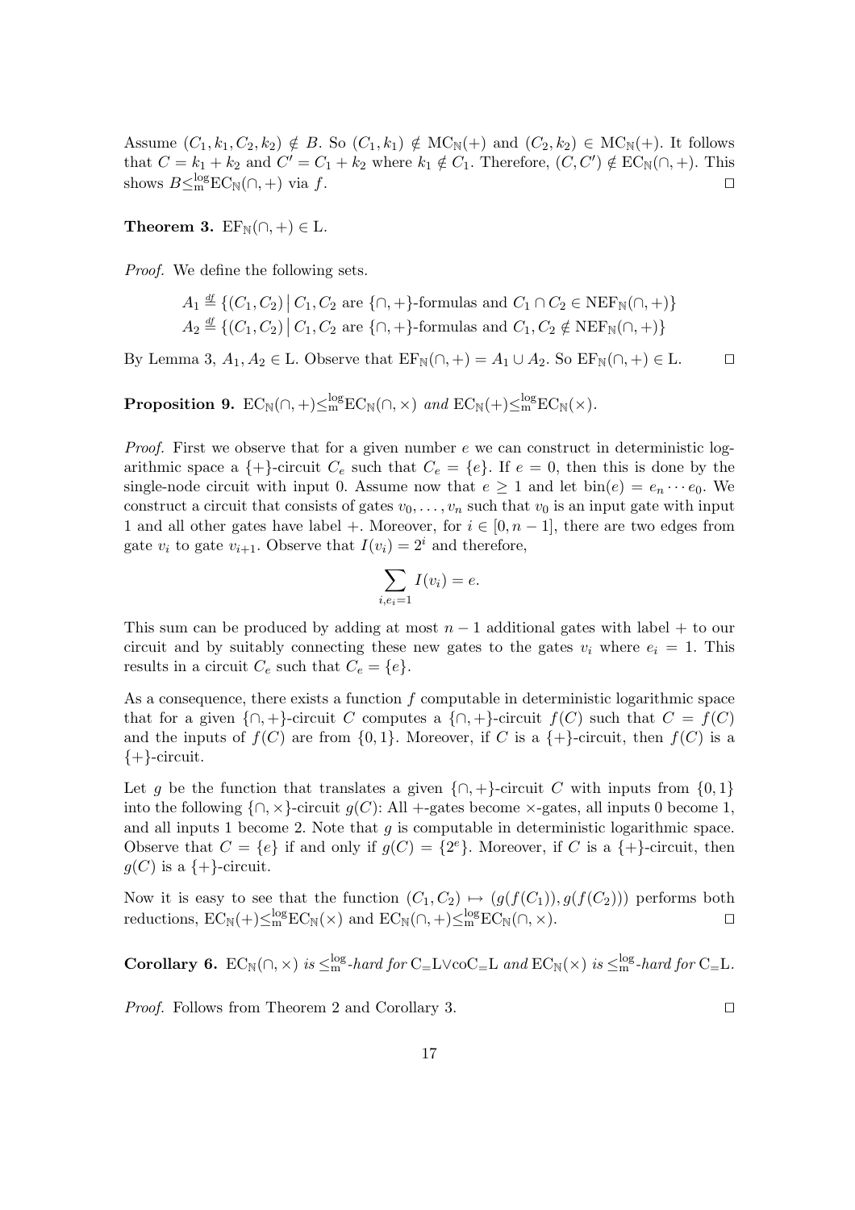Assume $(C_1, k_1, C_2, k_2) \notin B$. So $(C_1, k_1) \notin \mathrm{MC}_{\mathbb{N}}(+)$ and $(C_2, k_2) \in \mathrm{MC}_{\mathbb{N}}(+)$. It follows that $C = k_1 + k_2$ and $C' = C_1 + k_2$ where $k_1 \notin C_1$. Therefore, $(C, C') \notin \mathrm{EC}_{\mathbb{N}}(\cap, +)$. This shows $B \leq_{\mathrm{m}}^{\log} \mathrm{EC}_{\mathbb{N}}(\cap, +)$ via $f$. □

**Theorem 3.** $\mathrm{EF}_{\mathbb{N}}(\cap, +) \in \mathrm{L}$.

*Proof.* We define the following sets.

$$A_1 \stackrel{df}{=} \{(C_1, C_2) \mid C_1, C_2 \text{ are } \{\cap, +\}\text{-formulas and } C_1 \cap C_2 \in \mathrm{NEF}_{\mathbb{N}}(\cap, +)\}$$
$$A_2 \stackrel{df}{=} \{(C_1, C_2) \mid C_1, C_2 \text{ are } \{\cap, +\}\text{-formulas and } C_1, C_2 \notin \mathrm{NEF}_{\mathbb{N}}(\cap, +)\}$$

By Lemma 3, $A_1, A_2 \in \mathrm{L}$. Observe that $\mathrm{EF}_{\mathbb{N}}(\cap, +) = A_1 \cup A_2$. So $\mathrm{EF}_{\mathbb{N}}(\cap, +) \in \mathrm{L}$. □

**Proposition 9.** *$\mathrm{EC}_{\mathbb{N}}(\cap, +) \leq_{\mathrm{m}}^{\log} \mathrm{EC}_{\mathbb{N}}(\cap, \times)$ and $\mathrm{EC}_{\mathbb{N}}(+) \leq_{\mathrm{m}}^{\log} \mathrm{EC}_{\mathbb{N}}(\times)$.*

*Proof.* First we observe that for a given number $e$ we can construct in deterministic logarithmic space a $\{+\}$-circuit $C_e$ such that $C_e = \{e\}$. If $e = 0$, then this is done by the single-node circuit with input 0. Assume now that $e \geq 1$ and let $\mathrm{bin}(e) = e_n \cdots e_0$. We construct a circuit that consists of gates $v_0, \ldots, v_n$ such that $v_0$ is an input gate with input 1 and all other gates have label $+$. Moreover, for $i \in [0, n-1]$, there are two edges from gate $v_i$ to gate $v_{i+1}$. Observe that $I(v_i) = 2^i$ and therefore,

$$\sum_{i, e_i = 1} I(v_i) = e.$$

This sum can be produced by adding at most $n - 1$ additional gates with label $+$ to our circuit and by suitably connecting these new gates to the gates $v_i$ where $e_i = 1$. This results in a circuit $C_e$ such that $C_e = \{e\}$.

As a consequence, there exists a function $f$ computable in deterministic logarithmic space that for a given $\{\cap, +\}$-circuit $C$ computes a $\{\cap, +\}$-circuit $f(C)$ such that $C = f(C)$ and the inputs of $f(C)$ are from $\{0, 1\}$. Moreover, if $C$ is a $\{+\}$-circuit, then $f(C)$ is a $\{+\}$-circuit.

Let $g$ be the function that translates a given $\{\cap, +\}$-circuit $C$ with inputs from $\{0, 1\}$ into the following $\{\cap, \times\}$-circuit $g(C)$: All $+$-gates become $\times$-gates, all inputs 0 become 1, and all inputs 1 become 2. Note that $g$ is computable in deterministic logarithmic space. Observe that $C = \{e\}$ if and only if $g(C) = \{2^e\}$. Moreover, if $C$ is a $\{+\}$-circuit, then $g(C)$ is a $\{+\}$-circuit.

Now it is easy to see that the function $(C_1, C_2) \mapsto (g(f(C_1)), g(f(C_2)))$ performs both reductions, $\mathrm{EC}_{\mathbb{N}}(+) \leq_{\mathrm{m}}^{\log} \mathrm{EC}_{\mathbb{N}}(\times)$ and $\mathrm{EC}_{\mathbb{N}}(\cap, +) \leq_{\mathrm{m}}^{\log} \mathrm{EC}_{\mathbb{N}}(\cap, \times)$. □

**Corollary 6.** *$\mathrm{EC}_{\mathbb{N}}(\cap, \times)$ is $\leq_{\mathrm{m}}^{\log}$-hard for $\mathrm{C_{=}L} \vee \mathrm{coC_{=}L}$ and $\mathrm{EC}_{\mathbb{N}}(\times)$ is $\leq_{\mathrm{m}}^{\log}$-hard for $\mathrm{C_{=}L}$.*

*Proof.* Follows from Theorem 2 and Corollary 3. □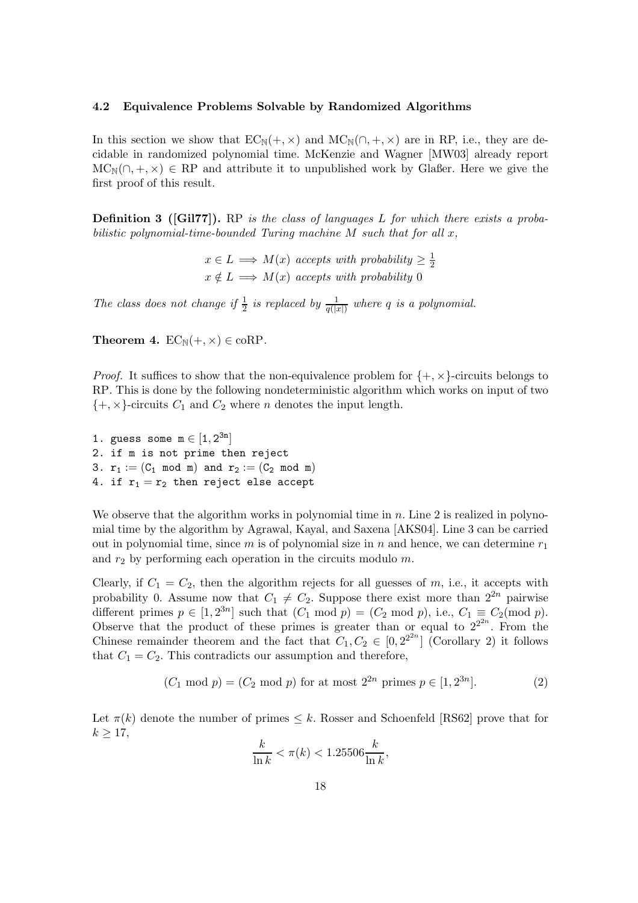### 4.2 Equivalence Problems Solvable by Randomized Algorithms

In this section we show that $\mathrm{EC}_{\mathbb{N}}(+, \times)$ and $\mathrm{MC}_{\mathbb{N}}(\cap, +, \times)$ are in RP, i.e., they are decidable in randomized polynomial time. McKenzie and Wagner [MW03] already report $\mathrm{MC}_{\mathbb{N}}(\cap, +, \times) \in \mathrm{RP}$ and attribute it to unpublished work by Glaßer. Here we give the first proof of this result.

**Definition 3 ([Gil77]).** *RP is the class of languages $L$ for which there exists a probabilistic polynomial-time-bounded Turing machine $M$ such that for all $x$,*

$$x \in L \implies M(x) \text{ accepts with probability} \geq \tfrac{1}{2}$$
$$x \notin L \implies M(x) \text{ accepts with probability } 0$$

*The class does not change if $\frac{1}{2}$ is replaced by $\frac{1}{q(|x|)}$ where $q$ is a polynomial.*

**Theorem 4.** $\mathrm{EC}_{\mathbb{N}}(+, \times) \in \mathrm{coRP}$.

*Proof.* It suffices to show that the non-equivalence problem for $\{+, \times\}$-circuits belongs to RP. This is done by the following nondeterministic algorithm which works on input of two $\{+, \times\}$-circuits $C_1$ and $C_2$ where $n$ denotes the input length.

```
1. guess some m ∈ [1, 2^3n]
2. if m is not prime then reject
3. r1 := (C1 mod m) and r2 := (C2 mod m)
4. if r1 = r2 then reject else accept
```

We observe that the algorithm works in polynomial time in $n$. Line 2 is realized in polynomial time by the algorithm by Agrawal, Kayal, and Saxena [AKS04]. Line 3 can be carried out in polynomial time, since $m$ is of polynomial size in $n$ and hence, we can determine $r_1$ and $r_2$ by performing each operation in the circuits modulo $m$.

Clearly, if $C_1 = C_2$, then the algorithm rejects for all guesses of $m$, i.e., it accepts with probability 0. Assume now that $C_1 \neq C_2$. Suppose there exist more than $2^{2n}$ pairwise different primes $p \in [1, 2^{3n}]$ such that $(C_1 \bmod p) = (C_2 \bmod p)$, i.e., $C_1 \equiv C_2 (\bmod\ p)$. Observe that the product of these primes is greater than or equal to $2^{2^{2n}}$. From the Chinese remainder theorem and the fact that $C_1, C_2 \in [0, 2^{2^{2n}}]$ (Corollary 2) it follows that $C_1 = C_2$. This contradicts our assumption and therefore,

$$(C_1 \bmod p) = (C_2 \bmod p) \text{ for at most } 2^{2n} \text{ primes } p \in [1, 2^{3n}]. \tag{2}$$

Let $\pi(k)$ denote the number of primes $\leq k$. Rosser and Schoenfeld [RS62] prove that for $k \geq 17$,

$$\frac{k}{\ln k} < \pi(k) < 1.25506 \frac{k}{\ln k},$$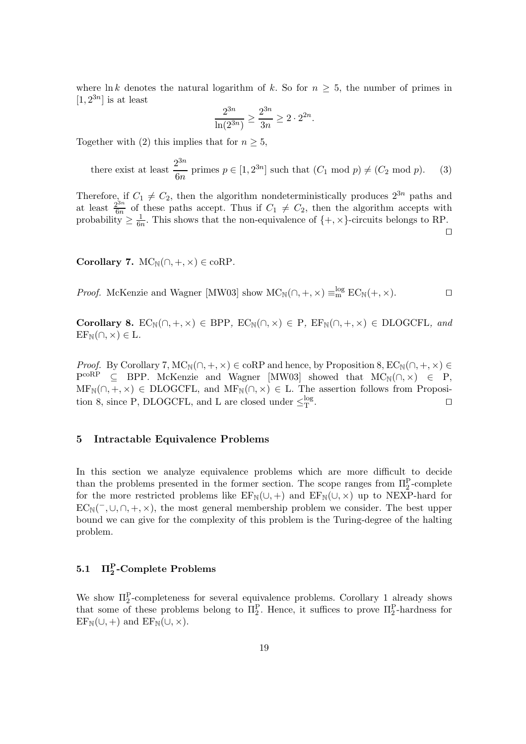where $\ln k$ denotes the natural logarithm of $k$. So for $n \geq 5$, the number of primes in $[1, 2^{3n}]$ is at least

$$\frac{2^{3n}}{\ln(2^{3n})} \geq \frac{2^{3n}}{3n} \geq 2 \cdot 2^{2n}.$$

Together with (2) this implies that for $n \geq 5$,

$$\text{there exist at least } \frac{2^{3n}}{6n} \text{ primes } p \in [1, 2^{3n}] \text{ such that } (C_1 \bmod p) \neq (C_2 \bmod p). \quad (3)$$

Therefore, if $C_1 \neq C_2$, then the algorithm nondeterministically produces $2^{3n}$ paths and at least $\frac{2^{3n}}{6n}$ of these paths accept. Thus if $C_1 \neq C_2$, then the algorithm accepts with probability $\geq \frac{1}{6n}$. This shows that the non-equivalence of $\{+, \times\}$-circuits belongs to RP. □

**Corollary 7.** $\mathrm{MC}_{\mathbb{N}}(\cap, +, \times) \in \mathrm{coRP}$.

*Proof.* McKenzie and Wagner [MW03] show $\mathrm{MC}_{\mathbb{N}}(\cap, +, \times) \equiv_{\mathrm{m}}^{\log} \mathrm{EC}_{\mathbb{N}}(+, \times)$. □

**Corollary 8.** *$\mathrm{EC}_{\mathbb{N}}(\cap, +, \times) \in \mathrm{BPP}$, $\mathrm{EC}_{\mathbb{N}}(\cap, \times) \in \mathrm{P}$, $\mathrm{EF}_{\mathbb{N}}(\cap, +, \times) \in \mathrm{DLOGCFL}$, and $\mathrm{EF}_{\mathbb{N}}(\cap, \times) \in \mathrm{L}$.*

*Proof.* By Corollary 7, $\mathrm{MC}_{\mathbb{N}}(\cap, +, \times) \in \mathrm{coRP}$ and hence, by Proposition 8, $\mathrm{EC}_{\mathbb{N}}(\cap, +, \times) \in \mathrm{P}^{\mathrm{coRP}} \subseteq \mathrm{BPP}$. McKenzie and Wagner [MW03] showed that $\mathrm{MC}_{\mathbb{N}}(\cap, \times) \in \mathrm{P}$, $\mathrm{MF}_{\mathbb{N}}(\cap, +, \times) \in \mathrm{DLOGCFL}$, and $\mathrm{MF}_{\mathbb{N}}(\cap, \times) \in \mathrm{L}$. The assertion follows from Proposition 8, since P, DLOGCFL, and L are closed under $\leq_{\mathrm{T}}^{\log}$. □

## 5 Intractable Equivalence Problems

In this section we analyze equivalence problems which are more difficult to decide than the problems presented in the former section. The scope ranges from $\Pi_2^{\mathrm{P}}$-complete for the more restricted problems like $\mathrm{EF}_{\mathbb{N}}(\cup, +)$ and $\mathrm{EF}_{\mathbb{N}}(\cup, \times)$ up to NEXP-hard for $\mathrm{EC}_{\mathbb{N}}(^-, \cup, \cap, +, \times)$, the most general membership problem we consider. The best upper bound we can give for the complexity of this problem is the Turing-degree of the halting problem.

### 5.1 $\Pi_2^{\mathrm{P}}$-Complete Problems

We show $\Pi_2^{\mathrm{P}}$-completeness for several equivalence problems. Corollary 1 already shows that some of these problems belong to $\Pi_2^{\mathrm{P}}$. Hence, it suffices to prove $\Pi_2^{\mathrm{P}}$-hardness for $\mathrm{EF}_{\mathbb{N}}(\cup, +)$ and $\mathrm{EF}_{\mathbb{N}}(\cup, \times)$.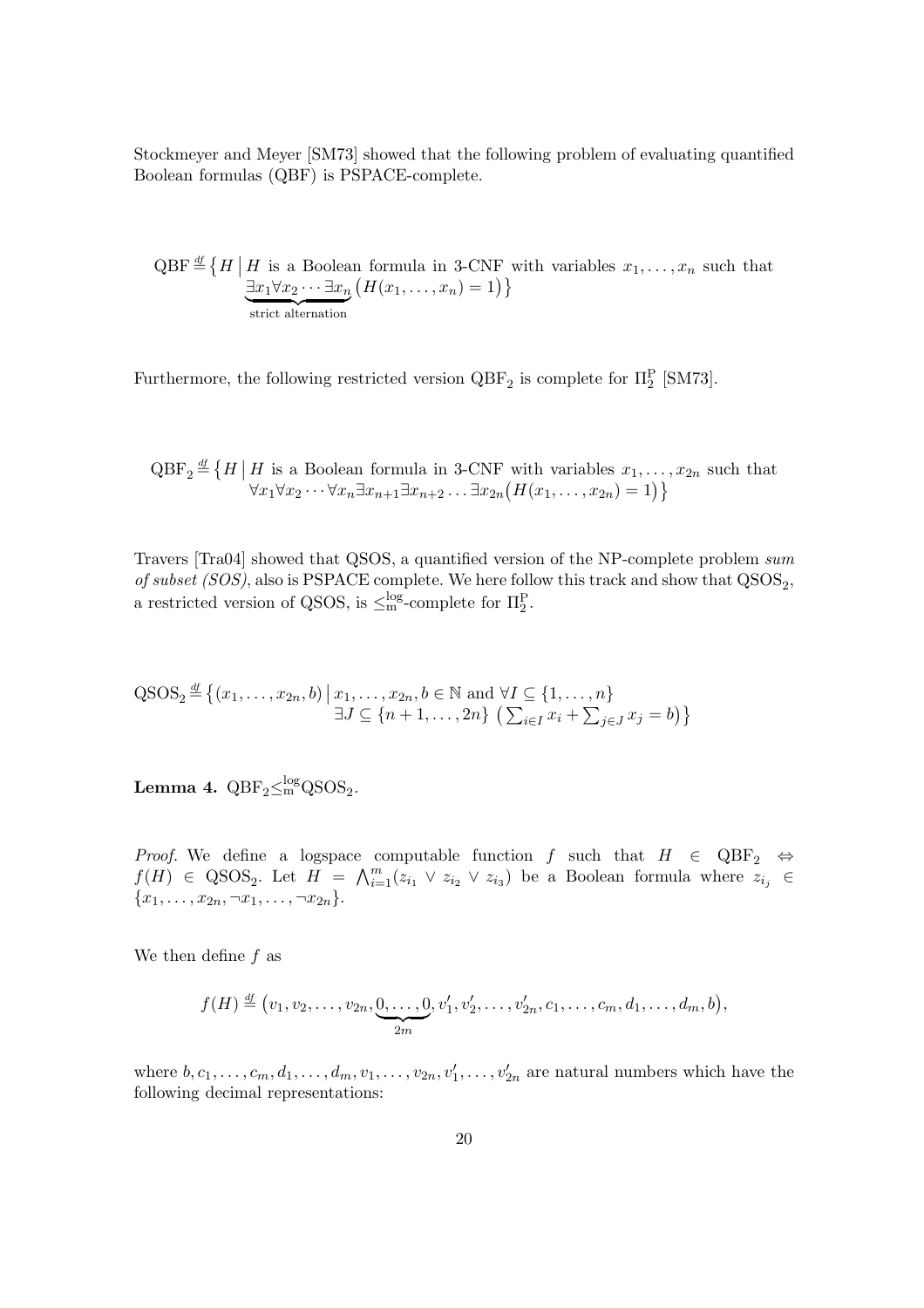Stockmeyer and Meyer [SM73] showed that the following problem of evaluating quantified Boolean formulas (QBF) is PSPACE-complete.

$$\mathrm{QBF} \overset{df}{=} \big\{ H \,\big|\, H \text{ is a Boolean formula in 3-CNF with variables } x_1, \ldots, x_n \text{ such that } \underbrace{\exists x_1 \forall x_2 \cdots \exists x_n}_{\text{strict alternation}} \big(H(x_1, \ldots, x_n) = 1\big) \big\}$$

Furthermore, the following restricted version $\mathrm{QBF}_2$ is complete for $\Pi_2^{\mathrm{P}}$ [SM73].

$$\mathrm{QBF}_2 \overset{df}{=} \big\{ H \,\big|\, H \text{ is a Boolean formula in 3-CNF with variables } x_1, \ldots, x_{2n} \text{ such that } \forall x_1 \forall x_2 \cdots \forall x_n \exists x_{n+1} \exists x_{n+2} \ldots \exists x_{2n} \big(H(x_1, \ldots, x_{2n}) = 1\big) \big\}$$

Travers [Tra04] showed that QSOS, a quantified version of the NP-complete problem *sum of subset (SOS)*, also is PSPACE complete. We here follow this track and show that $\mathrm{QSOS}_2$, a restricted version of QSOS, is $\leq_{\mathrm{m}}^{\log}$-complete for $\Pi_2^{\mathrm{P}}$.

$$\mathrm{QSOS}_2 \overset{df}{=} \big\{ (x_1, \ldots, x_{2n}, b) \,\big|\, x_1, \ldots, x_{2n}, b \in \mathbb{N} \text{ and } \forall I \subseteq \{1, \ldots, n\} \; \exists J \subseteq \{n+1, \ldots, 2n\} \; \big(\textstyle\sum_{i \in I} x_i + \sum_{j \in J} x_j = b\big) \big\}$$

**Lemma 4.** $\mathrm{QBF}_2 \leq_{\mathrm{m}}^{\log} \mathrm{QSOS}_2$.

*Proof.* We define a logspace computable function $f$ such that $H \in \mathrm{QBF}_2 \Leftrightarrow f(H) \in \mathrm{QSOS}_2$. Let $H = \bigwedge_{i=1}^{m} (z_{i_1} \vee z_{i_2} \vee z_{i_3})$ be a Boolean formula where $z_{i_j} \in \{x_1, \ldots, x_{2n}, \neg x_1, \ldots, \neg x_{2n}\}$.

We then define $f$ as

$$f(H) \overset{df}{=} \big(v_1, v_2, \ldots, v_{2n}, \underbrace{0, \ldots, 0}_{2m}, v_1', v_2', \ldots, v_{2n}', c_1, \ldots, c_m, d_1, \ldots, d_m, b\big),$$

where $b, c_1, \ldots, c_m, d_1, \ldots, d_m, v_1, \ldots, v_{2n}, v_1', \ldots, v_{2n}'$ are natural numbers which have the following decimal representations: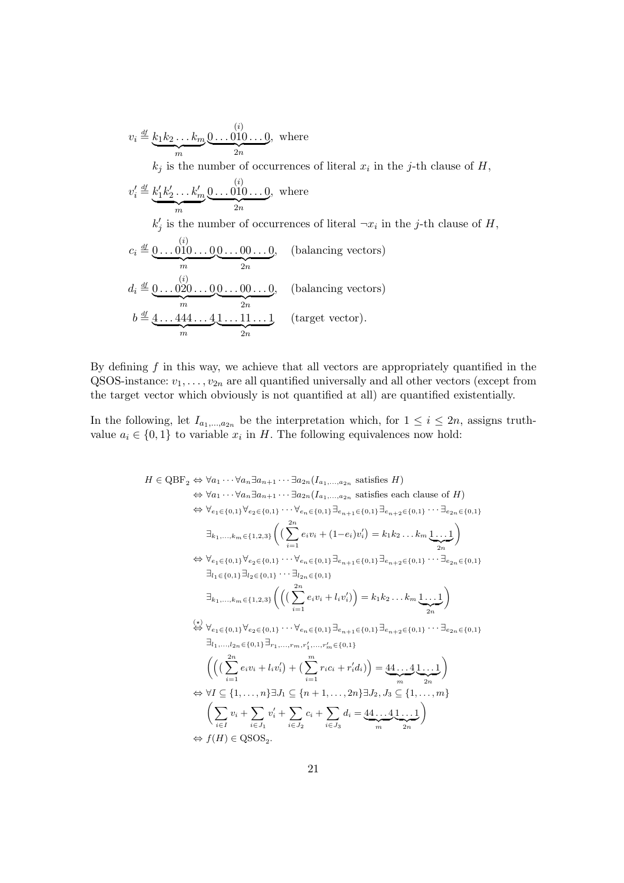$$v_i \stackrel{\text{df}}{=} \underbrace{k_1 k_2 \dots k_m}_{m} \underbrace{0 \dots 0\overset{(i)}{1}0 \dots 0}_{2n}, \text{ where}$$

$k_j$ is the number of occurrences of literal $x_i$ in the $j$-th clause of $H$,

$$v'_i \stackrel{\text{df}}{=} \underbrace{k'_1 k'_2 \dots k'_m}_{m} \underbrace{0 \dots 0\overset{(i)}{1}0 \dots 0}_{2n}, \text{ where}$$

$k'_j$ is the number of occurrences of literal $\neg x_i$ in the $j$-th clause of $H$,

$$c_i \stackrel{\text{df}}{=} \underbrace{0 \dots 0\overset{(i)}{1}0 \dots 0}_{m} \underbrace{0 \dots 00 \dots 0}_{2n}, \quad \text{(balancing vectors)}$$

$$d_i \stackrel{\text{df}}{=} \underbrace{0 \dots 0\overset{(i)}{2}0 \dots 0}_{m} \underbrace{0 \dots 00 \dots 0}_{2n}, \quad \text{(balancing vectors)}$$

$$b \stackrel{\text{df}}{=} \underbrace{4 \dots 444 \dots 4}_{m} \underbrace{1 \dots 11 \dots 1}_{2n} \quad \text{(target vector)}.$$

By defining $f$ in this way, we achieve that all vectors are appropriately quantified in the QSOS-instance: $v_1, \dots, v_{2n}$ are all quantified universally and all other vectors (except from the target vector which obviously is not quantified at all) are quantified existentially.

In the following, let $I_{a_1,\dots,a_{2n}}$ be the interpretation which, for $1 \le i \le 2n$, assigns truth-value $a_i \in \{0,1\}$ to variable $x_i$ in $H$. The following equivalences now hold:

$$
\begin{aligned}
H \in \mathrm{QBF}_2 &\Leftrightarrow \forall a_1 \cdots \forall a_n \exists a_{n+1} \cdots \exists a_{2n} (I_{a_1,\dots,a_{2n}} \text{ satisfies } H) \\
&\Leftrightarrow \forall a_1 \cdots \forall a_n \exists a_{n+1} \cdots \exists a_{2n} (I_{a_1,\dots,a_{2n}} \text{ satisfies each clause of } H) \\
&\Leftrightarrow \forall_{e_1 \in \{0,1\}} \forall_{e_2 \in \{0,1\}} \cdots \forall_{e_n \in \{0,1\}} \exists_{e_{n+1} \in \{0,1\}} \exists_{e_{n+2} \in \{0,1\}} \cdots \exists_{e_{2n} \in \{0,1\}} \\
&\qquad \exists_{k_1,\dots,k_m \in \{1,2,3\}} \Big( \big( \sum_{i=1}^{2n} e_i v_i + (1-e_i) v'_i \big) = k_1 k_2 \dots k_m \underbrace{1 \dots 1}_{2n} \Big) \\
&\Leftrightarrow \forall_{e_1 \in \{0,1\}} \forall_{e_2 \in \{0,1\}} \cdots \forall_{e_n \in \{0,1\}} \exists_{e_{n+1} \in \{0,1\}} \exists_{e_{n+2} \in \{0,1\}} \cdots \exists_{e_{2n} \in \{0,1\}} \\
&\qquad \exists_{l_1 \in \{0,1\}} \exists_{l_2 \in \{0,1\}} \cdots \exists_{l_{2n} \in \{0,1\}} \\
&\qquad \exists_{k_1,\dots,k_m \in \{1,2,3\}} \Big( \Big( \big( \sum_{i=1}^{2n} e_i v_i + l_i v'_i \big) \Big) = k_1 k_2 \dots k_m \underbrace{1 \dots 1}_{2n} \Big) \\
&\overset{(\star)}{\Leftrightarrow} \forall_{e_1 \in \{0,1\}} \forall_{e_2 \in \{0,1\}} \cdots \forall_{e_n \in \{0,1\}} \exists_{e_{n+1} \in \{0,1\}} \exists_{e_{n+2} \in \{0,1\}} \cdots \exists_{e_{2n} \in \{0,1\}} \\
&\qquad \exists_{l_1,\dots,l_{2n} \in \{0,1\}} \exists_{r_1,\dots,r_m,r'_1,\dots,r'_m \in \{0,1\}} \\
&\qquad \Big( \Big( \big( \sum_{i=1}^{2n} e_i v_i + l_i v'_i \big) + \big( \sum_{i=1}^{m} r_i c_i + r'_i d_i \big) \Big) = \underbrace{44 \dots 4}_{m} \underbrace{1 \dots 1}_{2n} \Big) \\
&\Leftrightarrow \forall I \subseteq \{1,\dots,n\} \exists J_1 \subseteq \{n+1,\dots,2n\} \exists J_2, J_3 \subseteq \{1,\dots,m\} \\
&\qquad \Big( \sum_{i \in I} v_i + \sum_{i \in J_1} v'_i + \sum_{i \in J_2} c_i + \sum_{i \in J_3} d_i = \underbrace{44 \dots 4}_{m} \underbrace{1 \dots 1}_{2n} \Big) \\
&\Leftrightarrow f(H) \in \mathrm{QSOS}_2.
\end{aligned}
$$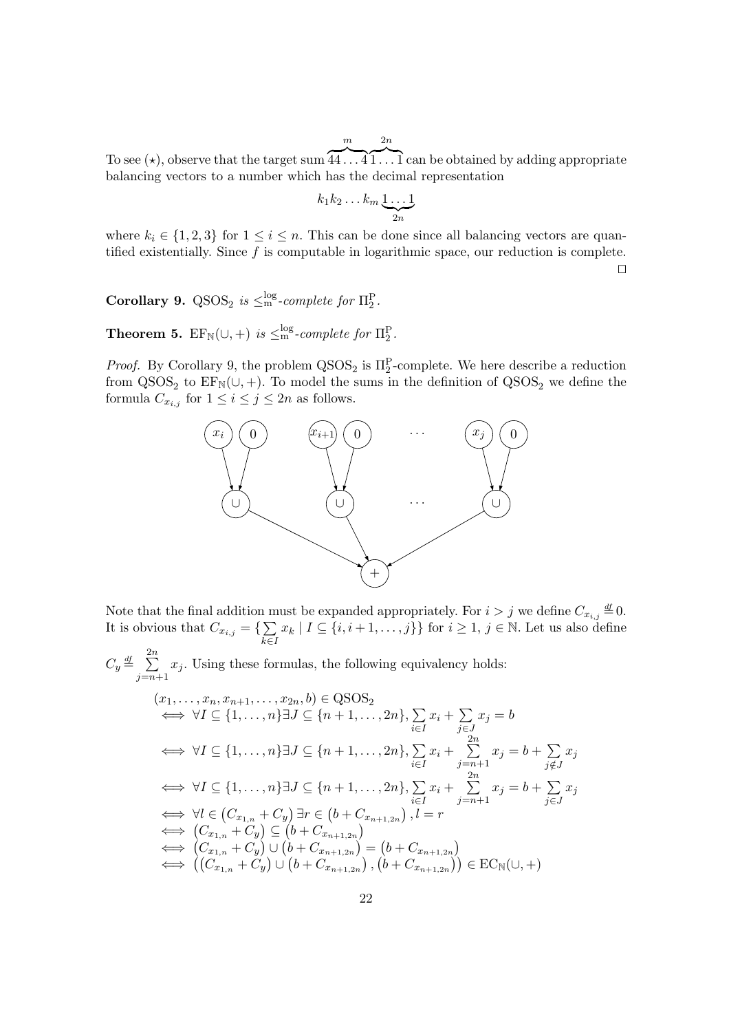To see $(\star)$, observe that the target sum $\overbrace{44\ldots4}^{m}\overbrace{1\ldots1}^{2n}$ can be obtained by adding appropriate balancing vectors to a number which has the decimal representation

$$k_1k_2\ldots k_m\underbrace{1\ldots1}_{2n}$$

where $k_i \in \{1,2,3\}$ for $1 \le i \le n$. This can be done since all balancing vectors are quantified existentially. Since $f$ is computable in logarithmic space, our reduction is complete. $\square$

**Corollary 9.** $\mathrm{QSOS}_2$ *is* $\le_{\mathrm{m}}^{\log}$*-complete for* $\Pi_2^{\mathrm{P}}$.

**Theorem 5.** $\mathrm{EF}_{\mathbb{N}}(\cup,+)$ *is* $\le_{\mathrm{m}}^{\log}$*-complete for* $\Pi_2^{\mathrm{P}}$.

*Proof.* By Corollary 9, the problem $\mathrm{QSOS}_2$ is $\Pi_2^{\mathrm{P}}$-complete. We here describe a reduction from $\mathrm{QSOS}_2$ to $\mathrm{EF}_{\mathbb{N}}(\cup,+)$. To model the sums in the definition of $\mathrm{QSOS}_2$ we define the formula $C_{x_{i,j}}$ for $1 \le i \le j \le 2n$ as follows.

Note that the final addition must be expanded appropriately. For $i > j$ we define $C_{x_{i,j}} \stackrel{df}{=} 0$. It is obvious that $C_{x_{i,j}} = \{\sum_{k\in I} x_k \mid I \subseteq \{i, i+1, \ldots, j\}\}$ for $i \ge 1$, $j \in \mathbb{N}$. Let us also define $C_y \stackrel{df}{=} \sum_{j=n+1}^{2n} x_j$. Using these formulas, the following equivalency holds:

$$\begin{aligned}
&(x_1,\ldots,x_n,x_{n+1},\ldots,x_{2n},b) \in \mathrm{QSOS}_2\\
&\iff \forall I \subseteq \{1,\ldots,n\}\exists J \subseteq \{n+1,\ldots,2n\}, \sum_{i\in I} x_i + \sum_{j\in J} x_j = b\\
&\iff \forall I \subseteq \{1,\ldots,n\}\exists J \subseteq \{n+1,\ldots,2n\}, \sum_{i\in I} x_i + \sum_{j=n+1}^{2n} x_j = b + \sum_{j\notin J} x_j\\
&\iff \forall I \subseteq \{1,\ldots,n\}\exists J \subseteq \{n+1,\ldots,2n\}, \sum_{i\in I} x_i + \sum_{j=n+1}^{2n} x_j = b + \sum_{j\in J} x_j\\
&\iff \forall l \in \left(C_{x_{1,n}} + C_y\right)\exists r \in \left(b + C_{x_{n+1,2n}}\right), l = r\\
&\iff \left(C_{x_{1,n}} + C_y\right) \subseteq \left(b + C_{x_{n+1,2n}}\right)\\
&\iff \left(C_{x_{1,n}} + C_y\right) \cup \left(b + C_{x_{n+1,2n}}\right) = \left(b + C_{x_{n+1,2n}}\right)\\
&\iff \left(\left(C_{x_{1,n}} + C_y\right) \cup \left(b + C_{x_{n+1,2n}}\right), \left(b + C_{x_{n+1,2n}}\right)\right) \in \mathrm{EC}_{\mathbb{N}}(\cup,+)
\end{aligned}$$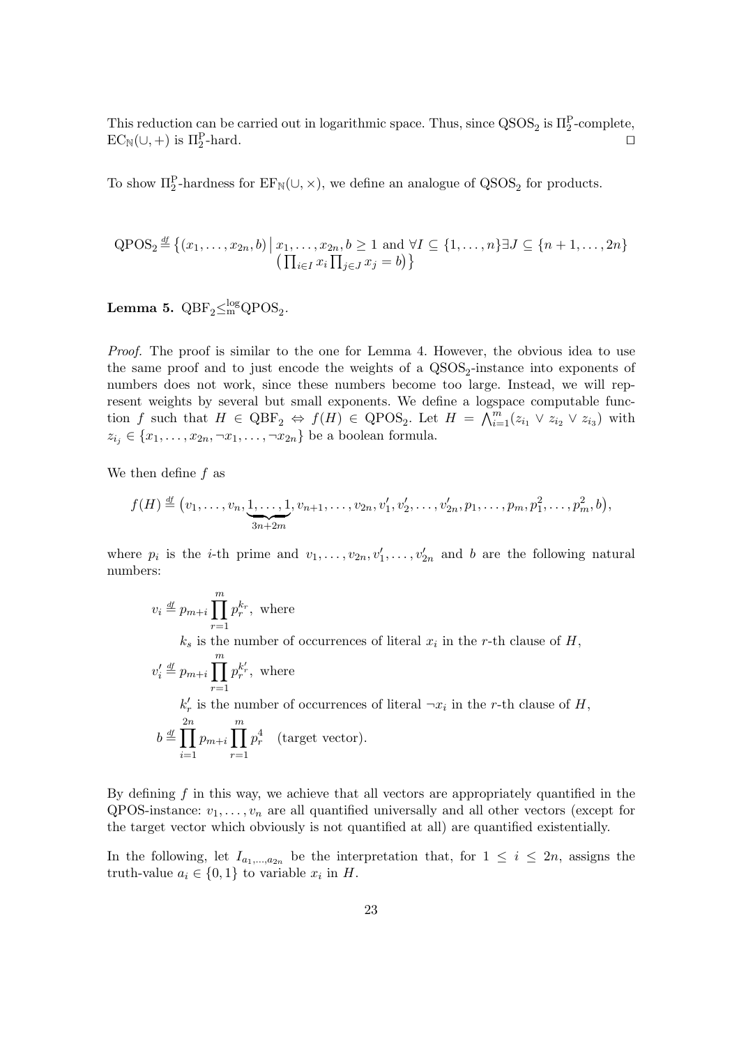This reduction can be carried out in logarithmic space. Thus, since $\mathrm{QSOS}_2$ is $\Pi_2^{\mathrm{P}}$-complete, $\mathrm{EC}_{\mathbb{N}}(\cup,+)$ is $\Pi_2^{\mathrm{P}}$-hard. $\square$

To show $\Pi_2^{\mathrm{P}}$-hardness for $\mathrm{EF}_{\mathbb{N}}(\cup,\times)$, we define an analogue of $\mathrm{QSOS}_2$ for products.

$$\mathrm{QPOS}_2 \stackrel{df}{=} \big\{(x_1,\ldots,x_{2n},b) \,\big|\, x_1,\ldots,x_{2n},b \geq 1 \text{ and } \forall I \subseteq \{1,\ldots,n\} \exists J \subseteq \{n+1,\ldots,2n\} \\ \big(\textstyle\prod_{i\in I} x_i \prod_{j\in J} x_j = b\big)\big\}$$

**Lemma 5.** $\mathrm{QBF}_2 \leq_{\mathrm{m}}^{\log} \mathrm{QPOS}_2$.

*Proof.* The proof is similar to the one for Lemma 4. However, the obvious idea to use the same proof and to just encode the weights of a $\mathrm{QSOS}_2$-instance into exponents of numbers does not work, since these numbers become too large. Instead, we will represent weights by several but small exponents. We define a logspace computable function $f$ such that $H \in \mathrm{QBF}_2 \Leftrightarrow f(H) \in \mathrm{QPOS}_2$. Let $H = \bigwedge_{i=1}^{m}(z_{i_1} \vee z_{i_2} \vee z_{i_3})$ with $z_{i_j} \in \{x_1,\ldots,x_{2n},\neg x_1,\ldots,\neg x_{2n}\}$ be a boolean formula.

We then define $f$ as

$$f(H) \stackrel{df}{=} \big(v_1,\ldots,v_n,\underbrace{1,\ldots,1}_{3n+2m},v_{n+1},\ldots,v_{2n},v'_1,v'_2,\ldots,v'_{2n},p_1,\ldots,p_m,p_1^2,\ldots,p_m^2,b\big),$$

where $p_i$ is the $i$-th prime and $v_1,\ldots,v_{2n},v'_1,\ldots,v'_{2n}$ and $b$ are the following natural numbers:

$$v_i \stackrel{df}{=} p_{m+i}\prod_{r=1}^{m} p_r^{k_r}, \text{ where}$$

$k_s$ is the number of occurrences of literal $x_i$ in the $r$-th clause of $H$,

$$v'_i \stackrel{df}{=} p_{m+i}\prod_{r=1}^{m} p_r^{k'_r}, \text{ where}$$

$k'_r$ is the number of occurrences of literal $\neg x_i$ in the $r$-th clause of $H$,

$$b \stackrel{df}{=} \prod_{i=1}^{2n} p_{m+i}\prod_{r=1}^{m} p_r^4 \quad \text{(target vector)}.$$

By defining $f$ in this way, we achieve that all vectors are appropriately quantified in the QPOS-instance: $v_1,\ldots,v_n$ are all quantified universally and all other vectors (except for the target vector which obviously is not quantified at all) are quantified existentially.

In the following, let $I_{a_1,\ldots,a_{2n}}$ be the interpretation that, for $1 \leq i \leq 2n$, assigns the truth-value $a_i \in \{0,1\}$ to variable $x_i$ in $H$.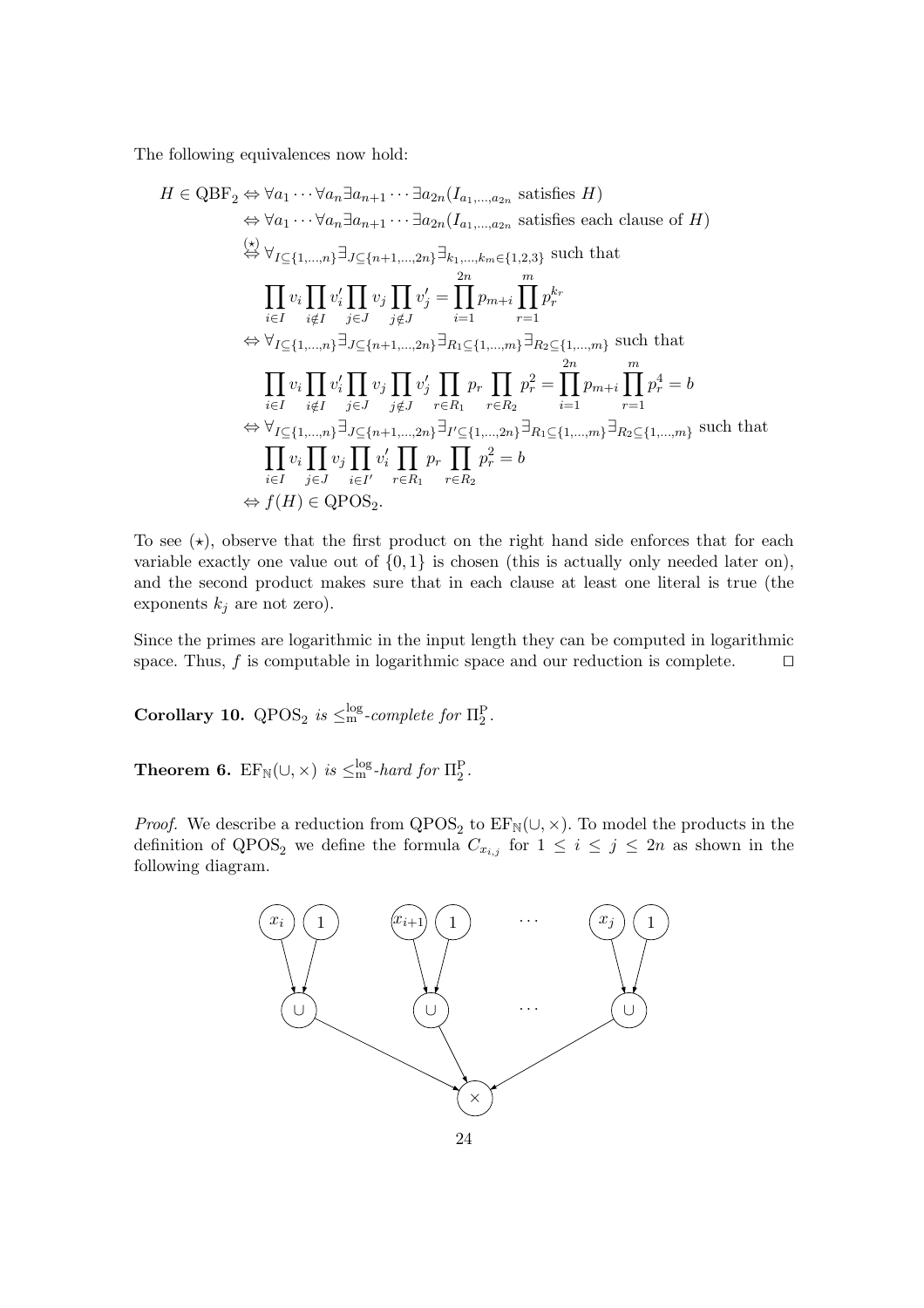The following equivalences now hold:

$$
\begin{aligned}
H \in \mathrm{QBF}_2 &\Leftrightarrow \forall a_1 \cdots \forall a_n \exists a_{n+1} \cdots \exists a_{2n} (I_{a_1,\ldots,a_{2n}} \text{ satisfies } H) \\
&\Leftrightarrow \forall a_1 \cdots \forall a_n \exists a_{n+1} \cdots \exists a_{2n} (I_{a_1,\ldots,a_{2n}} \text{ satisfies each clause of } H) \\
&\overset{(\star)}{\Leftrightarrow} \forall_{I \subseteq \{1,\ldots,n\}} \exists_{J \subseteq \{n+1,\ldots,2n\}} \exists_{k_1,\ldots,k_m \in \{1,2,3\}} \text{ such that} \\
&\quad \prod_{i \in I} v_i \prod_{i \notin I} v'_i \prod_{j \in J} v_j \prod_{j \notin J} v'_j = \prod_{i=1}^{2n} p_{m+i} \prod_{r=1}^{m} p_r^{k_r} \\
&\Leftrightarrow \forall_{I \subseteq \{1,\ldots,n\}} \exists_{J \subseteq \{n+1,\ldots,2n\}} \exists_{R_1 \subseteq \{1,\ldots,m\}} \exists_{R_2 \subseteq \{1,\ldots,m\}} \text{ such that} \\
&\quad \prod_{i \in I} v_i \prod_{i \notin I} v'_i \prod_{j \in J} v_j \prod_{j \notin J} v'_j \prod_{r \in R_1} p_r \prod_{r \in R_2} p_r^2 = \prod_{i=1}^{2n} p_{m+i} \prod_{r=1}^{m} p_r^4 = b \\
&\Leftrightarrow \forall_{I \subseteq \{1,\ldots,n\}} \exists_{J \subseteq \{n+1,\ldots,2n\}} \exists_{I' \subseteq \{1,\ldots,2n\}} \exists_{R_1 \subseteq \{1,\ldots,m\}} \exists_{R_2 \subseteq \{1,\ldots,m\}} \text{ such that} \\
&\quad \prod_{i \in I} v_i \prod_{j \in J} v_j \prod_{i \in I'} v'_i \prod_{r \in R_1} p_r \prod_{r \in R_2} p_r^2 = b \\
&\Leftrightarrow f(H) \in \mathrm{QPOS}_2.
\end{aligned}
$$

To see $(\star)$, observe that the first product on the right hand side enforces that for each variable exactly one value out of $\{0,1\}$ is chosen (this is actually only needed later on), and the second product makes sure that in each clause at least one literal is true (the exponents $k_j$ are not zero).

Since the primes are logarithmic in the input length they can be computed in logarithmic space. Thus, $f$ is computable in logarithmic space and our reduction is complete. $\square$

**Corollary 10.** *$\mathrm{QPOS}_2$ is $\leq_{\mathrm{m}}^{\log}$-complete for $\Pi_2^{\mathrm{P}}$.*

**Theorem 6.** *$\mathrm{EF}_{\mathbb{N}}(\cup, \times)$ is $\leq_{\mathrm{m}}^{\log}$-hard for $\Pi_2^{\mathrm{P}}$.*

*Proof.* We describe a reduction from $\mathrm{QPOS}_2$ to $\mathrm{EF}_{\mathbb{N}}(\cup, \times)$. To model the products in the definition of $\mathrm{QPOS}_2$ we define the formula $C_{x_{i,j}}$ for $1 \leq i \leq j \leq 2n$ as shown in the following diagram.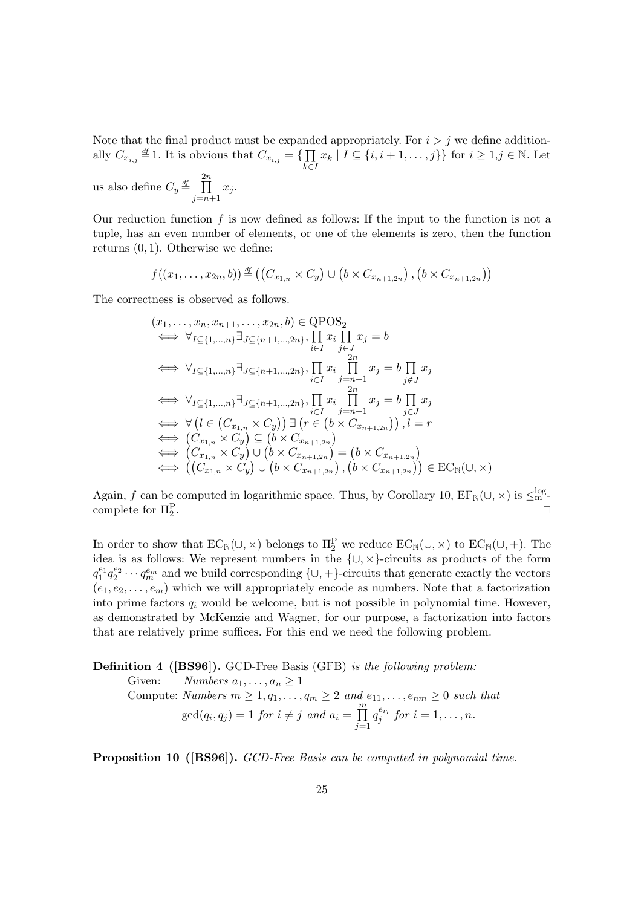Note that the final product must be expanded appropriately. For $i > j$ we define additionally $C_{x_{i,j}} \overset{df}{=} 1$. It is obvious that $C_{x_{i,j}} = \{\prod_{k \in I} x_k \mid I \subseteq \{i, i+1, \ldots, j\}\}$ for $i \geq 1, j \in \mathbb{N}$. Let us also define $C_y \overset{df}{=} \prod_{j=n+1}^{2n} x_j$.

Our reduction function $f$ is now defined as follows: If the input to the function is not a tuple, has an even number of elements, or one of the elements is zero, then the function returns $(0, 1)$. Otherwise we define:

$$f((x_1, \ldots, x_{2n}, b)) \overset{df}{=} \left( \left( C_{x_{1,n}} \times C_y \right) \cup \left( b \times C_{x_{n+1,2n}} \right), \left( b \times C_{x_{n+1,2n}} \right) \right)$$

The correctness is observed as follows.

$$\begin{aligned}
&(x_1, \ldots, x_n, x_{n+1}, \ldots, x_{2n}, b) \in \mathrm{QPOS}_2 \\
&\iff \forall_{I \subseteq \{1,\ldots,n\}} \exists_{J \subseteq \{n+1,\ldots,2n\}}, \prod_{i \in I} x_i \prod_{j \in J} x_j = b \\
&\iff \forall_{I \subseteq \{1,\ldots,n\}} \exists_{J \subseteq \{n+1,\ldots,2n\}}, \prod_{i \in I} x_i \prod_{j=n+1}^{2n} x_j = b \prod_{j \notin J} x_j \\
&\iff \forall_{I \subseteq \{1,\ldots,n\}} \exists_{J \subseteq \{n+1,\ldots,2n\}}, \prod_{i \in I} x_i \prod_{j=n+1}^{2n} x_j = b \prod_{j \in J} x_j \\
&\iff \forall \left( l \in \left( C_{x_{1,n}} \times C_y \right) \right) \exists \left( r \in \left( b \times C_{x_{n+1,2n}} \right) \right), l = r \\
&\iff \left( C_{x_{1,n}} \times C_y \right) \subseteq \left( b \times C_{x_{n+1,2n}} \right) \\
&\iff \left( C_{x_{1,n}} \times C_y \right) \cup \left( b \times C_{x_{n+1,2n}} \right) = \left( b \times C_{x_{n+1,2n}} \right) \\
&\iff \left( \left( C_{x_{1,n}} \times C_y \right) \cup \left( b \times C_{x_{n+1,2n}} \right), \left( b \times C_{x_{n+1,2n}} \right) \right) \in \mathrm{EC}_{\mathbb{N}}(\cup, \times)
\end{aligned}$$

Again, $f$ can be computed in logarithmic space. Thus, by Corollary 10, $\mathrm{EF}_{\mathbb{N}}(\cup, \times)$ is $\leq_{\mathrm{m}}^{\log}$-complete for $\Pi_2^{\mathrm{P}}$. $\square$

In order to show that $\mathrm{EC}_{\mathbb{N}}(\cup, \times)$ belongs to $\Pi_2^{\mathrm{P}}$ we reduce $\mathrm{EC}_{\mathbb{N}}(\cup, \times)$ to $\mathrm{EC}_{\mathbb{N}}(\cup, +)$. The idea is as follows: We represent numbers in the $\{\cup, \times\}$-circuits as products of the form $q_1^{e_1} q_2^{e_2} \cdots q_m^{e_m}$ and we build corresponding $\{\cup, +\}$-circuits that generate exactly the vectors $(e_1, e_2, \ldots, e_m)$ which we will appropriately encode as numbers. Note that a factorization into prime factors $q_i$ would be welcome, but is not possible in polynomial time. However, as demonstrated by McKenzie and Wagner, for our purpose, a factorization into factors that are relatively prime suffices. For this end we need the following problem.

**Definition 4 ([BS96]).** GCD-Free Basis (GFB) *is the following problem:*

Given: *Numbers $a_1, \ldots, a_n \geq 1$*

Compute: *Numbers $m \geq 1, q_1, \ldots, q_m \geq 2$ and $e_{11}, \ldots, e_{nm} \geq 0$ such that*

$$\gcd(q_i, q_j) = 1 \text{ for } i \neq j \text{ and } a_i = \prod_{j=1}^{m} q_j^{e_{ij}} \text{ for } i = 1, \ldots, n.$$

**Proposition 10 ([BS96]).** *GCD-Free Basis can be computed in polynomial time.*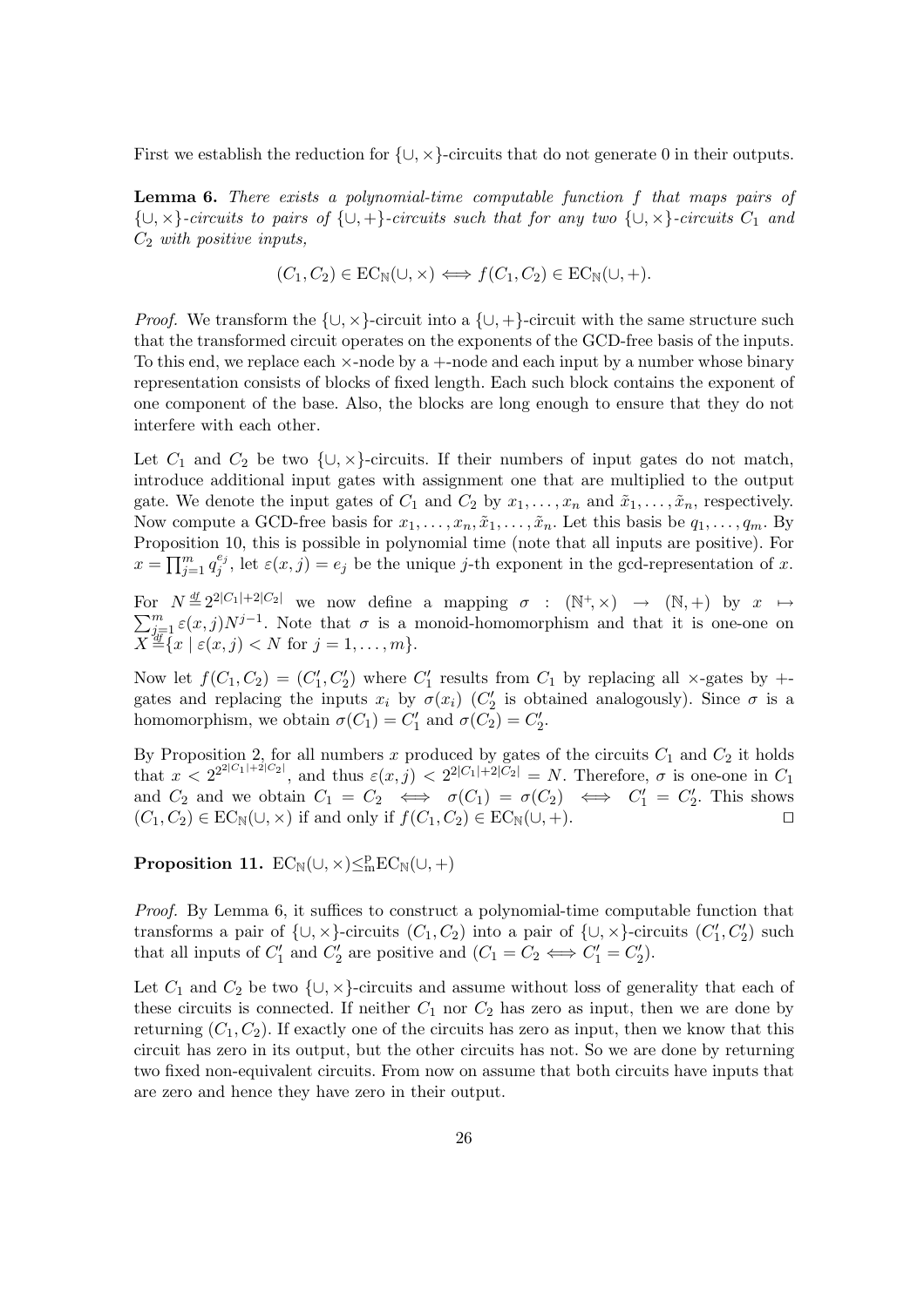First we establish the reduction for $\{\cup, \times\}$-circuits that do not generate 0 in their outputs.

**Lemma 6.** *There exists a polynomial-time computable function $f$ that maps pairs of $\{\cup, \times\}$-circuits to pairs of $\{\cup, +\}$-circuits such that for any two $\{\cup, \times\}$-circuits $C_1$ and $C_2$ with positive inputs,*

$$(C_1, C_2) \in \mathrm{EC}_{\mathbb{N}}(\cup, \times) \iff f(C_1, C_2) \in \mathrm{EC}_{\mathbb{N}}(\cup, +).$$

*Proof.* We transform the $\{\cup, \times\}$-circuit into a $\{\cup, +\}$-circuit with the same structure such that the transformed circuit operates on the exponents of the GCD-free basis of the inputs. To this end, we replace each $\times$-node by a $+$-node and each input by a number whose binary representation consists of blocks of fixed length. Each such block contains the exponent of one component of the base. Also, the blocks are long enough to ensure that they do not interfere with each other.

Let $C_1$ and $C_2$ be two $\{\cup, \times\}$-circuits. If their numbers of input gates do not match, introduce additional input gates with assignment one that are multiplied to the output gate. We denote the input gates of $C_1$ and $C_2$ by $x_1, \ldots, x_n$ and $\tilde{x}_1, \ldots, \tilde{x}_n$, respectively. Now compute a GCD-free basis for $x_1, \ldots, x_n, \tilde{x}_1, \ldots, \tilde{x}_n$. Let this basis be $q_1, \ldots, q_m$. By Proposition 10, this is possible in polynomial time (note that all inputs are positive). For $x = \prod_{j=1}^{m} q_j^{e_j}$, let $\varepsilon(x, j) = e_j$ be the unique $j$-th exponent in the gcd-representation of $x$.

For $N \overset{df}{=} 2^{2|C_1|+2|C_2|}$ we now define a mapping $\sigma : (\mathbb{N}^+, \times) \to (\mathbb{N}, +)$ by $x \mapsto \sum_{j=1}^{m} \varepsilon(x, j) N^{j-1}$. Note that $\sigma$ is a monoid-homomorphism and that it is one-one on $X \overset{df}{=} \{x \mid \varepsilon(x, j) < N \text{ for } j = 1, \ldots, m\}$.

Now let $f(C_1, C_2) = (C_1', C_2')$ where $C_1'$ results from $C_1$ by replacing all $\times$-gates by $+$-gates and replacing the inputs $x_i$ by $\sigma(x_i)$ ($C_2'$ is obtained analogously). Since $\sigma$ is a homomorphism, we obtain $\sigma(C_1) = C_1'$ and $\sigma(C_2) = C_2'$.

By Proposition 2, for all numbers $x$ produced by gates of the circuits $C_1$ and $C_2$ it holds that $x < 2^{2^{2|C_1|+2|C_2|}}$, and thus $\varepsilon(x, j) < 2^{2|C_1|+2|C_2|} = N$. Therefore, $\sigma$ is one-one in $C_1$ and $C_2$ and we obtain $C_1 = C_2 \iff \sigma(C_1) = \sigma(C_2) \iff C_1' = C_2'$. This shows $(C_1, C_2) \in \mathrm{EC}_{\mathbb{N}}(\cup, \times)$ if and only if $f(C_1, C_2) \in \mathrm{EC}_{\mathbb{N}}(\cup, +)$. ☐

**Proposition 11.** $\mathrm{EC}_{\mathbb{N}}(\cup, \times) \leq_m^p \mathrm{EC}_{\mathbb{N}}(\cup, +)$

*Proof.* By Lemma 6, it suffices to construct a polynomial-time computable function that transforms a pair of $\{\cup, \times\}$-circuits $(C_1, C_2)$ into a pair of $\{\cup, \times\}$-circuits $(C_1', C_2')$ such that all inputs of $C_1'$ and $C_2'$ are positive and $(C_1 = C_2 \iff C_1' = C_2')$.

Let $C_1$ and $C_2$ be two $\{\cup, \times\}$-circuits and assume without loss of generality that each of these circuits is connected. If neither $C_1$ nor $C_2$ has zero as input, then we are done by returning $(C_1, C_2)$. If exactly one of the circuits has zero as input, then we know that this circuit has zero in its output, but the other circuits has not. So we are done by returning two fixed non-equivalent circuits. From now on assume that both circuits have inputs that are zero and hence they have zero in their output.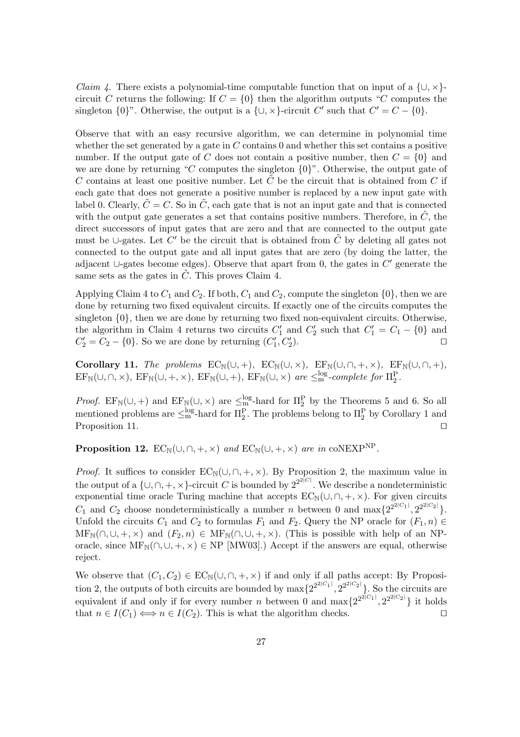*Claim 4.* There exists a polynomial-time computable function that on input of a $\{\cup, \times\}$-circuit $C$ returns the following: If $C = \{0\}$ then the algorithm outputs "$C$ computes the singleton $\{0\}$". Otherwise, the output is a $\{\cup, \times\}$-circuit $C'$ such that $C' = C - \{0\}$.

Observe that with an easy recursive algorithm, we can determine in polynomial time whether the set generated by a gate in $C$ contains 0 and whether this set contains a positive number. If the output gate of $C$ does not contain a positive number, then $C = \{0\}$ and we are done by returning "$C$ computes the singleton $\{0\}$". Otherwise, the output gate of $C$ contains at least one positive number. Let $\tilde{C}$ be the circuit that is obtained from $C$ if each gate that does not generate a positive number is replaced by a new input gate with label 0. Clearly, $\tilde{C} = C$. So in $\tilde{C}$, each gate that is not an input gate and that is connected with the output gate generates a set that contains positive numbers. Therefore, in $\tilde{C}$, the direct successors of input gates that are zero and that are connected to the output gate must be $\cup$-gates. Let $C'$ be the circuit that is obtained from $\tilde{C}$ by deleting all gates not connected to the output gate and all input gates that are zero (by doing the latter, the adjacent $\cup$-gates become edges). Observe that apart from 0, the gates in $C'$ generate the same sets as the gates in $\tilde{C}$. This proves Claim 4.

Applying Claim 4 to $C_1$ and $C_2$. If both, $C_1$ and $C_2$, compute the singleton $\{0\}$, then we are done by returning two fixed equivalent circuits. If exactly one of the circuits computes the singleton $\{0\}$, then we are done by returning two fixed non-equivalent circuits. Otherwise, the algorithm in Claim 4 returns two circuits $C_1'$ and $C_2'$ such that $C_1' = C_1 - \{0\}$ and $C_2' = C_2 - \{0\}$. So we are done by returning $(C_1', C_2')$. ◻

**Corollary 11.** *The problems* $\mathrm{EC}_{\mathbb{N}}(\cup,+)$, $\mathrm{EC}_{\mathbb{N}}(\cup,\times)$, $\mathrm{EF}_{\mathbb{N}}(\cup,\cap,+,\times)$, $\mathrm{EF}_{\mathbb{N}}(\cup,\cap,+)$, $\mathrm{EF}_{\mathbb{N}}(\cup,\cap,\times)$, $\mathrm{EF}_{\mathbb{N}}(\cup,+,\times)$, $\mathrm{EF}_{\mathbb{N}}(\cup,+)$, $\mathrm{EF}_{\mathbb{N}}(\cup,\times)$ *are* $\leq_{\mathrm{m}}^{\log}$*-complete for* $\Pi_2^{\mathrm{P}}$.

*Proof.* $\mathrm{EF}_{\mathbb{N}}(\cup,+)$ and $\mathrm{EF}_{\mathbb{N}}(\cup,\times)$ are $\leq_{\mathrm{m}}^{\log}$-hard for $\Pi_2^{\mathrm{P}}$ by the Theorems 5 and 6. So all mentioned problems are $\leq_{\mathrm{m}}^{\log}$-hard for $\Pi_2^{\mathrm{P}}$. The problems belong to $\Pi_2^{\mathrm{P}}$ by Corollary 1 and Proposition 11. ◻

**Proposition 12.** $\mathrm{EC}_{\mathbb{N}}(\cup,\cap,+,\times)$ *and* $\mathrm{EC}_{\mathbb{N}}(\cup,+,\times)$ *are in* $\mathrm{coNEXP}^{\mathrm{NP}}$.

*Proof.* It suffices to consider $\mathrm{EC}_{\mathbb{N}}(\cup,\cap,+,\times)$. By Proposition 2, the maximum value in the output of a $\{\cup,\cap,+,\times\}$-circuit $C$ is bounded by $2^{2^{2|C|}}$. We describe a nondeterministic exponential time oracle Turing machine that accepts $\mathrm{EC}_{\mathbb{N}}(\cup,\cap,+,\times)$. For given circuits $C_1$ and $C_2$ choose nondeterministically a number $n$ between 0 and $\max\{2^{2^{2|C_1|}}, 2^{2^{2|C_2|}}\}$. Unfold the circuits $C_1$ and $C_2$ to formulas $F_1$ and $F_2$. Query the NP oracle for $(F_1, n) \in \mathrm{MF}_{\mathbb{N}}(\cap,\cup,+,\times)$ and $(F_2, n) \in \mathrm{MF}_{\mathbb{N}}(\cap,\cup,+,\times)$. (This is possible with help of an NP-oracle, since $\mathrm{MF}_{\mathbb{N}}(\cap,\cup,+,\times) \in \mathrm{NP}$ [MW03].) Accept if the answers are equal, otherwise reject.

We observe that $(C_1, C_2) \in \mathrm{EC}_{\mathbb{N}}(\cup,\cap,+,\times)$ if and only if all paths accept: By Proposition 2, the outputs of both circuits are bounded by $\max\{2^{2^{2|C_1|}}, 2^{2^{2|C_2|}}\}$. So the circuits are equivalent if and only if for every number $n$ between 0 and $\max\{2^{2^{2|C_1|}}, 2^{2^{2|C_2|}}\}$ it holds that $n \in I(C_1) \iff n \in I(C_2)$. This is what the algorithm checks. ◻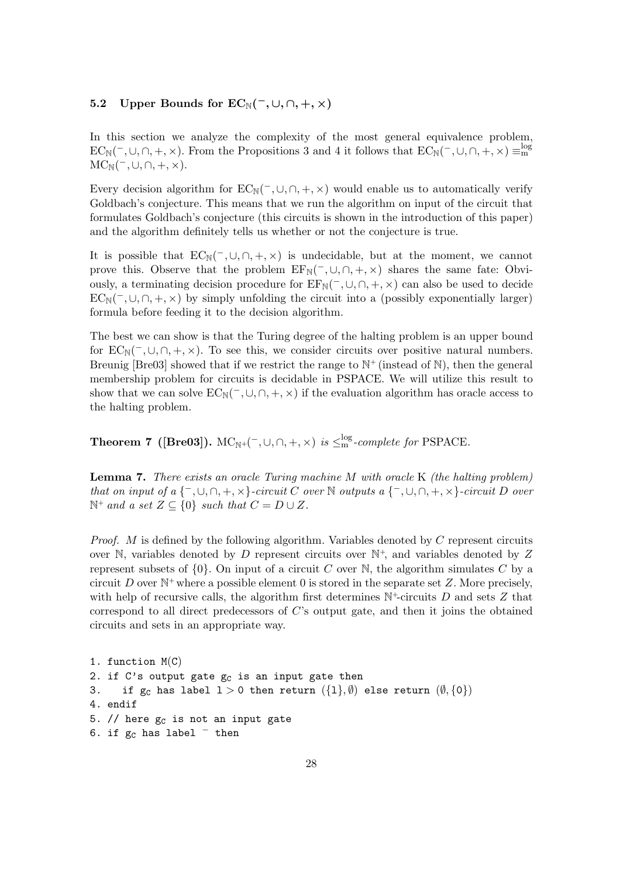### 5.2 Upper Bounds for $\text{EC}_{\mathbb{N}}(^-, \cup, \cap, +, \times)$

In this section we analyze the complexity of the most general equivalence problem, $\text{EC}_{\mathbb{N}}(^-, \cup, \cap, +, \times)$. From the Propositions 3 and 4 it follows that $\text{EC}_{\mathbb{N}}(^-, \cup, \cap, +, \times) \equiv_{\text{m}}^{\log} \text{MC}_{\mathbb{N}}(^-, \cup, \cap, +, \times)$.

Every decision algorithm for $\text{EC}_{\mathbb{N}}(^-, \cup, \cap, +, \times)$ would enable us to automatically verify Goldbach's conjecture. This means that we run the algorithm on input of the circuit that formulates Goldbach's conjecture (this circuits is shown in the introduction of this paper) and the algorithm definitely tells us whether or not the conjecture is true.

It is possible that $\text{EC}_{\mathbb{N}}(^-, \cup, \cap, +, \times)$ is undecidable, but at the moment, we cannot prove this. Observe that the problem $\text{EF}_{\mathbb{N}}(^-, \cup, \cap, +, \times)$ shares the same fate: Obviously, a terminating decision procedure for $\text{EF}_{\mathbb{N}}(^-, \cup, \cap, +, \times)$ can also be used to decide $\text{EC}_{\mathbb{N}}(^-, \cup, \cap, +, \times)$ by simply unfolding the circuit into a (possibly exponentially larger) formula before feeding it to the decision algorithm.

The best we can show is that the Turing degree of the halting problem is an upper bound for $\text{EC}_{\mathbb{N}}(^-, \cup, \cap, +, \times)$. To see this, we consider circuits over positive natural numbers. Breunig [Bre03] showed that if we restrict the range to $\mathbb{N}^+$ (instead of $\mathbb{N}$), then the general membership problem for circuits is decidable in PSPACE. We will utilize this result to show that we can solve $\text{EC}_{\mathbb{N}}(^-, \cup, \cap, +, \times)$ if the evaluation algorithm has oracle access to the halting problem.

**Theorem 7 ([Bre03]).** *$\text{MC}_{\mathbb{N}^+}(^-, \cup, \cap, +, \times)$ is $\leq_{\text{m}}^{\log}$-complete for* PSPACE.

**Lemma 7.** *There exists an oracle Turing machine $M$ with oracle* K *(the halting problem) that on input of a $\{^-, \cup, \cap, +, \times\}$-circuit $C$ over $\mathbb{N}$ outputs a $\{^-, \cup, \cap, +, \times\}$-circuit $D$ over $\mathbb{N}^+$ and a set $Z \subseteq \{0\}$ such that $C = D \cup Z$.*

*Proof.* $M$ is defined by the following algorithm. Variables denoted by $C$ represent circuits over $\mathbb{N}$, variables denoted by $D$ represent circuits over $\mathbb{N}^+$, and variables denoted by $Z$ represent subsets of $\{0\}$. On input of a circuit $C$ over $\mathbb{N}$, the algorithm simulates $C$ by a circuit $D$ over $\mathbb{N}^+$ where a possible element 0 is stored in the separate set $Z$. More precisely, with help of recursive calls, the algorithm first determines $\mathbb{N}^+$-circuits $D$ and sets $Z$ that correspond to all direct predecessors of $C$'s output gate, and then it joins the obtained circuits and sets in an appropriate way.

```
1. function M(C)
2. if C's output gate g_C is an input gate then
3.    if g_C has label l > 0 then return ({l}, ∅) else return (∅, {0})
4. endif
5. // here g_C is not an input gate
6. if g_C has label ‾ then
```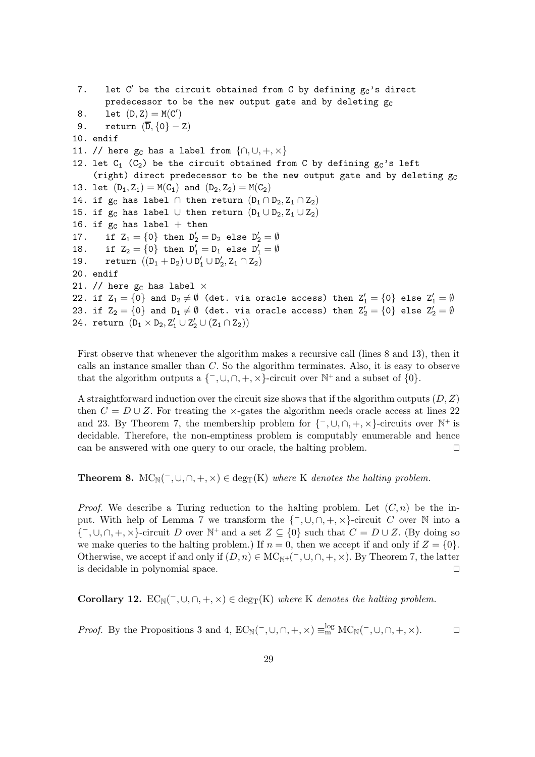```
7.    let C′ be the circuit obtained from C by defining g_C's direct
      predecessor to be the new output gate and by deleting g_C
8.    let (D, Z) = M(C′)
9.    return (D̄, {0} − Z)
10. endif
11. // here g_C has a label from {∩, ∪, +, ×}
12. let C_1 (C_2) be the circuit obtained from C by defining g_C's left
    (right) direct predecessor to be the new output gate and by deleting g_C
13. let (D_1, Z_1) = M(C_1) and (D_2, Z_2) = M(C_2)
14. if g_C has label ∩ then return (D_1 ∩ D_2, Z_1 ∩ Z_2)
15. if g_C has label ∪ then return (D_1 ∪ D_2, Z_1 ∪ Z_2)
16. if g_C has label + then
17.    if Z_1 = {0} then D′_2 = D_2 else D′_2 = ∅
18.    if Z_2 = {0} then D′_1 = D_1 else D′_1 = ∅
19.    return ((D_1 + D_2) ∪ D′_1 ∪ D′_2, Z_1 ∩ Z_2)
20. endif
21. // here g_C has label ×
22. if Z_1 = {0} and D_2 ≠ ∅ (det. via oracle access) then Z′_1 = {0} else Z′_1 = ∅
23. if Z_2 = {0} and D_1 ≠ ∅ (det. via oracle access) then Z′_2 = {0} else Z′_2 = ∅
24. return (D_1 × D_2, Z′_1 ∪ Z′_2 ∪ (Z_1 ∩ Z_2))
```

First observe that whenever the algorithm makes a recursive call (lines 8 and 13), then it calls an instance smaller than $C$. So the algorithm terminates. Also, it is easy to observe that the algorithm outputs a $\{^-, \cup, \cap, +, \times\}$-circuit over $\mathbb{N}^+$ and a subset of $\{0\}$.

A straightforward induction over the circuit size shows that if the algorithm outputs $(D, Z)$ then $C = D \cup Z$. For treating the $\times$-gates the algorithm needs oracle access at lines 22 and 23. By Theorem 7, the membership problem for $\{^-, \cup, \cap, +, \times\}$-circuits over $\mathbb{N}^+$ is decidable. Therefore, the non-emptiness problem is computably enumerable and hence can be answered with one query to our oracle, the halting problem. □

**Theorem 8.** $\mathrm{MC}_{\mathbb{N}}(^-, \cup, \cap, +, \times) \in \deg_{\mathrm{T}}(\mathrm{K})$ *where* K *denotes the halting problem.*

*Proof.* We describe a Turing reduction to the halting problem. Let $(C, n)$ be the input. With help of Lemma 7 we transform the $\{^-, \cup, \cap, +, \times\}$-circuit $C$ over $\mathbb{N}$ into a $\{^-, \cup, \cap, +, \times\}$-circuit $D$ over $\mathbb{N}^+$ and a set $Z \subseteq \{0\}$ such that $C = D \cup Z$. (By doing so we make queries to the halting problem.) If $n = 0$, then we accept if and only if $Z = \{0\}$. Otherwise, we accept if and only if $(D, n) \in \mathrm{MC}_{\mathbb{N}^+}(^-, \cup, \cap, +, \times)$. By Theorem 7, the latter is decidable in polynomial space. □

**Corollary 12.** $\mathrm{EC}_{\mathbb{N}}(^-, \cup, \cap, +, \times) \in \deg_{\mathrm{T}}(\mathrm{K})$ *where* K *denotes the halting problem.*

*Proof.* By the Propositions 3 and 4, $\mathrm{EC}_{\mathbb{N}}(^-, \cup, \cap, +, \times) \equiv_{\mathrm{m}}^{\log} \mathrm{MC}_{\mathbb{N}}(^-, \cup, \cap, +, \times)$. □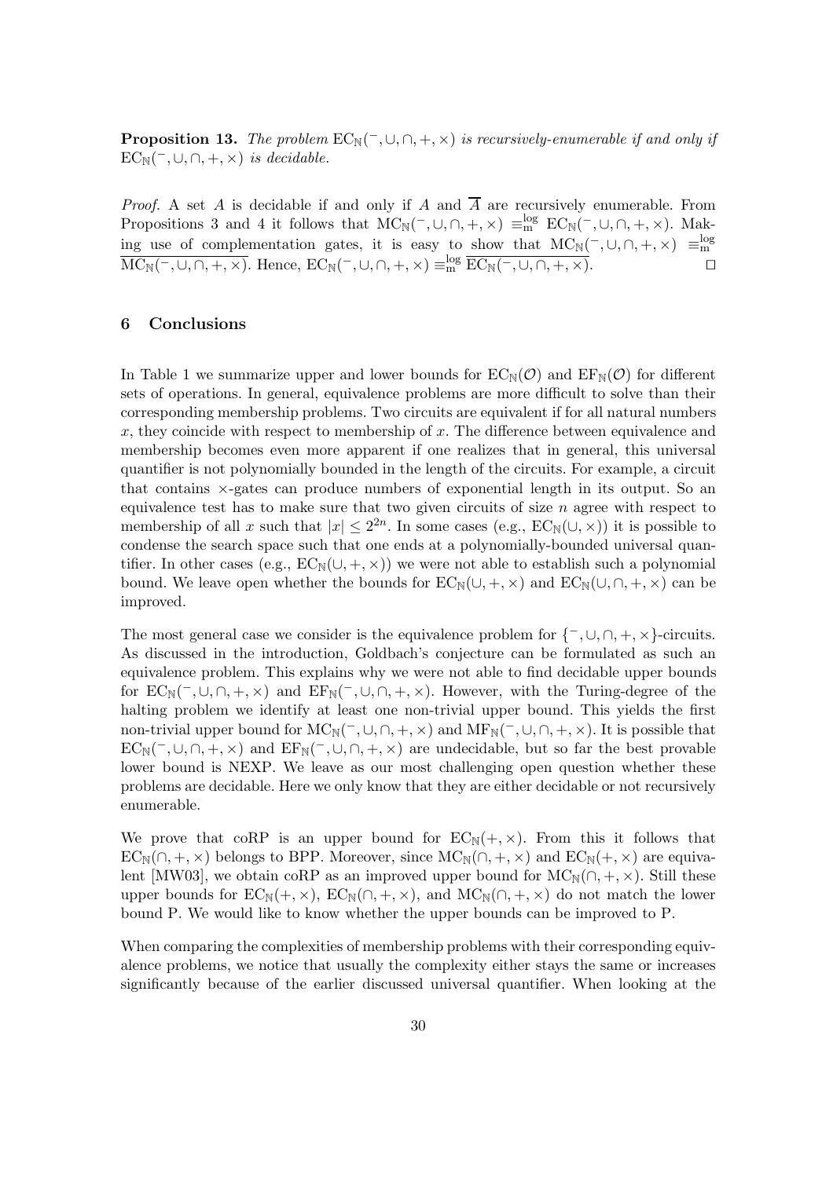**Proposition 13.** *The problem* $\mathrm{EC}_{\mathbb{N}}(^{-},\cup,\cap,+,\times)$ *is recursively-enumerable if and only if* $\mathrm{EC}_{\mathbb{N}}(^{-},\cup,\cap,+,\times)$ *is decidable.*

*Proof.* A set $A$ is decidable if and only if $A$ and $\overline{A}$ are recursively enumerable. From Propositions 3 and 4 it follows that $\mathrm{MC}_{\mathbb{N}}(^{-},\cup,\cap,+,\times) \equiv_{\mathrm{m}}^{\log} \mathrm{EC}_{\mathbb{N}}(^{-},\cup,\cap,+,\times)$. Making use of complementation gates, it is easy to show that $\mathrm{MC}_{\mathbb{N}}(^{-},\cup,\cap,+,\times) \equiv_{\mathrm{m}}^{\log} \overline{\mathrm{MC}_{\mathbb{N}}(^{-},\cup,\cap,+,\times)}$. Hence, $\mathrm{EC}_{\mathbb{N}}(^{-},\cup,\cap,+,\times) \equiv_{\mathrm{m}}^{\log} \overline{\mathrm{EC}_{\mathbb{N}}(^{-},\cup,\cap,+,\times)}$. □

## 6 Conclusions

In Table 1 we summarize upper and lower bounds for $\mathrm{EC}_{\mathbb{N}}(\mathcal{O})$ and $\mathrm{EF}_{\mathbb{N}}(\mathcal{O})$ for different sets of operations. In general, equivalence problems are more difficult to solve than their corresponding membership problems. Two circuits are equivalent if for all natural numbers $x$, they coincide with respect to membership of $x$. The difference between equivalence and membership becomes even more apparent if one realizes that in general, this universal quantifier is not polynomially bounded in the length of the circuits. For example, a circuit that contains $\times$-gates can produce numbers of exponential length in its output. So an equivalence test has to make sure that two given circuits of size $n$ agree with respect to membership of all $x$ such that $|x| \leq 2^{2n}$. In some cases (e.g., $\mathrm{EC}_{\mathbb{N}}(\cup,\times)$) it is possible to condense the search space such that one ends at a polynomially-bounded universal quantifier. In other cases (e.g., $\mathrm{EC}_{\mathbb{N}}(\cup,+,\times)$) we were not able to establish such a polynomial bound. We leave open whether the bounds for $\mathrm{EC}_{\mathbb{N}}(\cup,+,\times)$ and $\mathrm{EC}_{\mathbb{N}}(\cup,\cap,+,\times)$ can be improved.

The most general case we consider is the equivalence problem for $\{^{-},\cup,\cap,+,\times\}$-circuits. As discussed in the introduction, Goldbach's conjecture can be formulated as such an equivalence problem. This explains why we were not able to find decidable upper bounds for $\mathrm{EC}_{\mathbb{N}}(^{-},\cup,\cap,+,\times)$ and $\mathrm{EF}_{\mathbb{N}}(^{-},\cup,\cap,+,\times)$. However, with the Turing-degree of the halting problem we identify at least one non-trivial upper bound. This yields the first non-trivial upper bound for $\mathrm{MC}_{\mathbb{N}}(^{-},\cup,\cap,+,\times)$ and $\mathrm{MF}_{\mathbb{N}}(^{-},\cup,\cap,+,\times)$. It is possible that $\mathrm{EC}_{\mathbb{N}}(^{-},\cup,\cap,+,\times)$ and $\mathrm{EF}_{\mathbb{N}}(^{-},\cup,\cap,+,\times)$ are undecidable, but so far the best provable lower bound is NEXP. We leave as our most challenging open question whether these problems are decidable. Here we only know that they are either decidable or not recursively enumerable.

We prove that coRP is an upper bound for $\mathrm{EC}_{\mathbb{N}}(+,\times)$. From this it follows that $\mathrm{EC}_{\mathbb{N}}(\cap,+,\times)$ belongs to BPP. Moreover, since $\mathrm{MC}_{\mathbb{N}}(\cap,+,\times)$ and $\mathrm{EC}_{\mathbb{N}}(+,\times)$ are equivalent [MW03], we obtain coRP as an improved upper bound for $\mathrm{MC}_{\mathbb{N}}(\cap,+,\times)$. Still these upper bounds for $\mathrm{EC}_{\mathbb{N}}(+,\times)$, $\mathrm{EC}_{\mathbb{N}}(\cap,+,\times)$, and $\mathrm{MC}_{\mathbb{N}}(\cap,+,\times)$ do not match the lower bound P. We would like to know whether the upper bounds can be improved to P.

When comparing the complexities of membership problems with their corresponding equivalence problems, we notice that usually the complexity either stays the same or increases significantly because of the earlier discussed universal quantifier. When looking at the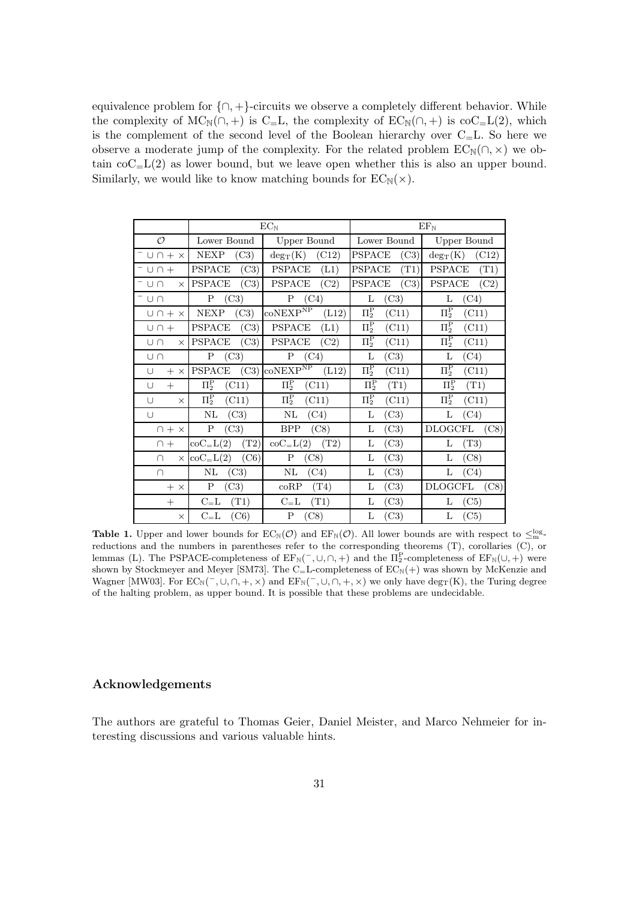equivalence problem for $\{\cap, +\}$-circuits we observe a completely different behavior. While the complexity of $\mathrm{MC}_{\mathbb{N}}(\cap, +)$ is $\mathrm{C_{=}L}$, the complexity of $\mathrm{EC}_{\mathbb{N}}(\cap, +)$ is $\mathrm{coC_{=}L}(2)$, which is the complement of the second level of the Boolean hierarchy over $\mathrm{C_{=}L}$. So here we observe a moderate jump of the complexity. For the related problem $\mathrm{EC}_{\mathbb{N}}(\cap, \times)$ we obtain $\mathrm{coC_{=}L}(2)$ as lower bound, but we leave open whether this is also an upper bound. Similarly, we would like to know matching bounds for $\mathrm{EC}_{\mathbb{N}}(\times)$.

| | $\mathrm{EC}_{\mathbb{N}}$ | | $\mathrm{EF}_{\mathbb{N}}$ | |
|---|---|---|---|---|
| $\mathcal{O}$ | Lower Bound | Upper Bound | Lower Bound | Upper Bound |
| $^{-} \cup \cap + \times$ | NEXP (C3) | $\deg_{\mathrm{T}}(\mathrm{K})$ (C12) | PSPACE (C3) | $\deg_{\mathrm{T}}(\mathrm{K})$ (C12) |
| $^{-} \cup \cap +$ | PSPACE (C3) | PSPACE (L1) | PSPACE (T1) | PSPACE (T1) |
| $^{-} \cup \cap \quad \times$ | PSPACE (C3) | PSPACE (C2) | PSPACE (C3) | PSPACE (C2) |
| $^{-} \cup \cap$ | P (C3) | P (C4) | L (C3) | L (C4) |
| $\cup \cap + \times$ | NEXP (C3) | $\mathrm{coNEXP}^{\mathrm{NP}}$ (L12) | $\Pi_2^{\mathrm{P}}$ (C11) | $\Pi_2^{\mathrm{P}}$ (C11) |
| $\cup \cap +$ | PSPACE (C3) | PSPACE (L1) | $\Pi_2^{\mathrm{P}}$ (C11) | $\Pi_2^{\mathrm{P}}$ (C11) |
| $\cup \cap \quad \times$ | PSPACE (C3) | PSPACE (C2) | $\Pi_2^{\mathrm{P}}$ (C11) | $\Pi_2^{\mathrm{P}}$ (C11) |
| $\cup \cap$ | P (C3) | P (C4) | L (C3) | L (C4) |
| $\cup \quad + \times$ | PSPACE (C3) | $\mathrm{coNEXP}^{\mathrm{NP}}$ (L12) | $\Pi_2^{\mathrm{P}}$ (C11) | $\Pi_2^{\mathrm{P}}$ (C11) |
| $\cup \quad +$ | $\Pi_2^{\mathrm{P}}$ (C11) | $\Pi_2^{\mathrm{P}}$ (C11) | $\Pi_2^{\mathrm{P}}$ (T1) | $\Pi_2^{\mathrm{P}}$ (T1) |
| $\cup \quad \times$ | $\Pi_2^{\mathrm{P}}$ (C11) | $\Pi_2^{\mathrm{P}}$ (C11) | $\Pi_2^{\mathrm{P}}$ (C11) | $\Pi_2^{\mathrm{P}}$ (C11) |
| $\cup$ | NL (C3) | NL (C4) | L (C3) | L (C4) |
| $\cap + \times$ | P (C3) | BPP (C8) | L (C3) | DLOGCFL (C8) |
| $\cap +$ | $\mathrm{coC_{=}L}(2)$ (T2) | $\mathrm{coC_{=}L}(2)$ (T2) | L (C3) | L (T3) |
| $\cap \quad \times$ | $\mathrm{coC_{=}L}(2)$ (C6) | P (C8) | L (C3) | L (C8) |
| $\cap$ | NL (C3) | NL (C4) | L (C3) | L (C4) |
| $+ \times$ | P (C3) | coRP (T4) | L (C3) | DLOGCFL (C8) |
| $+$ | $\mathrm{C_{=}L}$ (T1) | $\mathrm{C_{=}L}$ (T1) | L (C3) | L (C5) |
| $\times$ | $\mathrm{C_{=}L}$ (C6) | P (C8) | L (C3) | L (C5) |

**Table 1.** Upper and lower bounds for $\mathrm{EC}_{\mathbb{N}}(\mathcal{O})$ and $\mathrm{EF}_{\mathbb{N}}(\mathcal{O})$. All lower bounds are with respect to $\leq_{\mathrm{m}}^{\log}$-reductions and the numbers in parentheses refer to the corresponding theorems (T), corollaries (C), or lemmas (L). The PSPACE-completeness of $\mathrm{EF}_{\mathbb{N}}(^{-}, \cup, \cap, +)$ and the $\Pi_2^{\mathrm{P}}$-completeness of $\mathrm{EF}_{\mathbb{N}}(\cup, +)$ were shown by Stockmeyer and Meyer [SM73]. The $\mathrm{C_{=}L}$-completeness of $\mathrm{EC}_{\mathbb{N}}(+)$ was shown by McKenzie and Wagner [MW03]. For $\mathrm{EC}_{\mathbb{N}}(^{-}, \cup, \cap, +, \times)$ and $\mathrm{EF}_{\mathbb{N}}(^{-}, \cup, \cap, +, \times)$ we only have $\deg_{\mathrm{T}}(\mathrm{K})$, the Turing degree of the halting problem, as upper bound. It is possible that these problems are undecidable.

## Acknowledgements

The authors are grateful to Thomas Geier, Daniel Meister, and Marco Nehmeier for interesting discussions and various valuable hints.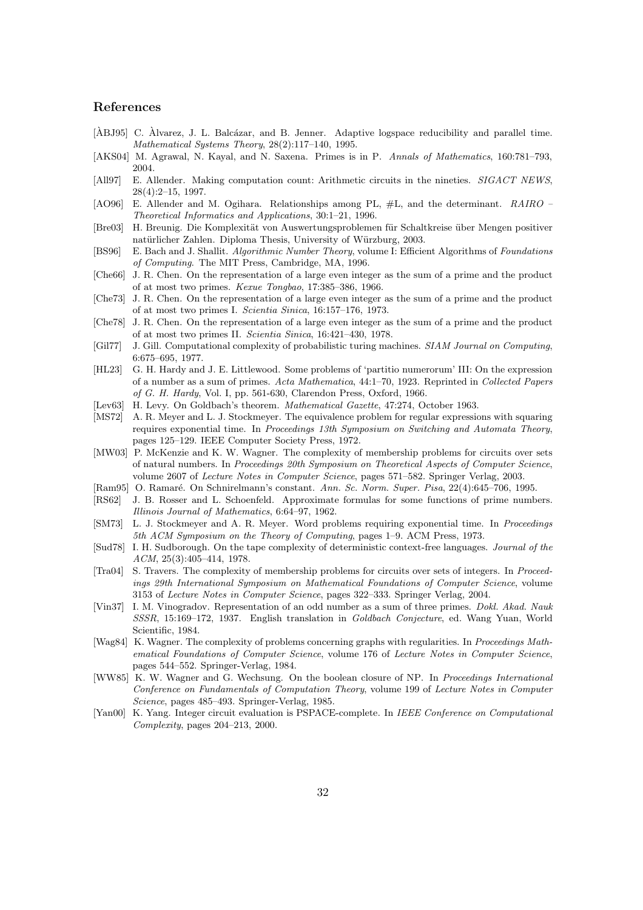## References

[ÀBJ95] C. Àlvarez, J. L. Balcázar, and B. Jenner. Adaptive logspace reducibility and parallel time. *Mathematical Systems Theory*, 28(2):117–140, 1995.

[AKS04] M. Agrawal, N. Kayal, and N. Saxena. Primes is in P. *Annals of Mathematics*, 160:781–793, 2004.

[All97] E. Allender. Making computation count: Arithmetic circuits in the nineties. *SIGACT NEWS*, 28(4):2–15, 1997.

[AO96] E. Allender and M. Ogihara. Relationships among PL, #L, and the determinant. *RAIRO – Theoretical Informatics and Applications*, 30:1–21, 1996.

[Bre03] H. Breunig. Die Komplexität von Auswertungsproblemen für Schaltkreise über Mengen positiver natürlicher Zahlen. Diploma Thesis, University of Würzburg, 2003.

[BS96] E. Bach and J. Shallit. *Algorithmic Number Theory*, volume I: Efficient Algorithms of *Foundations of Computing*. The MIT Press, Cambridge, MA, 1996.

[Che66] J. R. Chen. On the representation of a large even integer as the sum of a prime and the product of at most two primes. *Kexue Tongbao*, 17:385–386, 1966.

[Che73] J. R. Chen. On the representation of a large even integer as the sum of a prime and the product of at most two primes I. *Scientia Sinica*, 16:157–176, 1973.

[Che78] J. R. Chen. On the representation of a large even integer as the sum of a prime and the product of at most two primes II. *Scientia Sinica*, 16:421–430, 1978.

[Gil77] J. Gill. Computational complexity of probabilistic turing machines. *SIAM Journal on Computing*, 6:675–695, 1977.

[HL23] G. H. Hardy and J. E. Littlewood. Some problems of 'partitio numerorum' III: On the expression of a number as a sum of primes. *Acta Mathematica*, 44:1–70, 1923. Reprinted in *Collected Papers of G. H. Hardy*, Vol. I, pp. 561-630, Clarendon Press, Oxford, 1966.

[Lev63] H. Levy. On Goldbach's theorem. *Mathematical Gazette*, 47:274, October 1963.

[MS72] A. R. Meyer and L. J. Stockmeyer. The equivalence problem for regular expressions with squaring requires exponential time. In *Proceedings 13th Symposium on Switching and Automata Theory*, pages 125–129. IEEE Computer Society Press, 1972.

[MW03] P. McKenzie and K. W. Wagner. The complexity of membership problems for circuits over sets of natural numbers. In *Proceedings 20th Symposium on Theoretical Aspects of Computer Science*, volume 2607 of *Lecture Notes in Computer Science*, pages 571–582. Springer Verlag, 2003.

[Ram95] O. Ramaré. On Schnirelmann's constant. *Ann. Sc. Norm. Super. Pisa*, 22(4):645–706, 1995.

[RS62] J. B. Rosser and L. Schoenfeld. Approximate formulas for some functions of prime numbers. *Illinois Journal of Mathematics*, 6:64–97, 1962.

[SM73] L. J. Stockmeyer and A. R. Meyer. Word problems requiring exponential time. In *Proceedings 5th ACM Symposium on the Theory of Computing*, pages 1–9. ACM Press, 1973.

[Sud78] I. H. Sudborough. On the tape complexity of deterministic context-free languages. *Journal of the ACM*, 25(3):405–414, 1978.

[Tra04] S. Travers. The complexity of membership problems for circuits over sets of integers. In *Proceedings 29th International Symposium on Mathematical Foundations of Computer Science*, volume 3153 of *Lecture Notes in Computer Science*, pages 322–333. Springer Verlag, 2004.

[Vin37] I. M. Vinogradov. Representation of an odd number as a sum of three primes. *Dokl. Akad. Nauk SSSR*, 15:169–172, 1937. English translation in *Goldbach Conjecture*, ed. Wang Yuan, World Scientific, 1984.

[Wag84] K. Wagner. The complexity of problems concerning graphs with regularities. In *Proceedings Mathematical Foundations of Computer Science*, volume 176 of *Lecture Notes in Computer Science*, pages 544–552. Springer-Verlag, 1984.

[WW85] K. W. Wagner and G. Wechsung. On the boolean closure of NP. In *Proceedings International Conference on Fundamentals of Computation Theory*, volume 199 of *Lecture Notes in Computer Science*, pages 485–493. Springer-Verlag, 1985.

[Yan00] K. Yang. Integer circuit evaluation is PSPACE-complete. In *IEEE Conference on Computational Complexity*, pages 204–213, 2000.